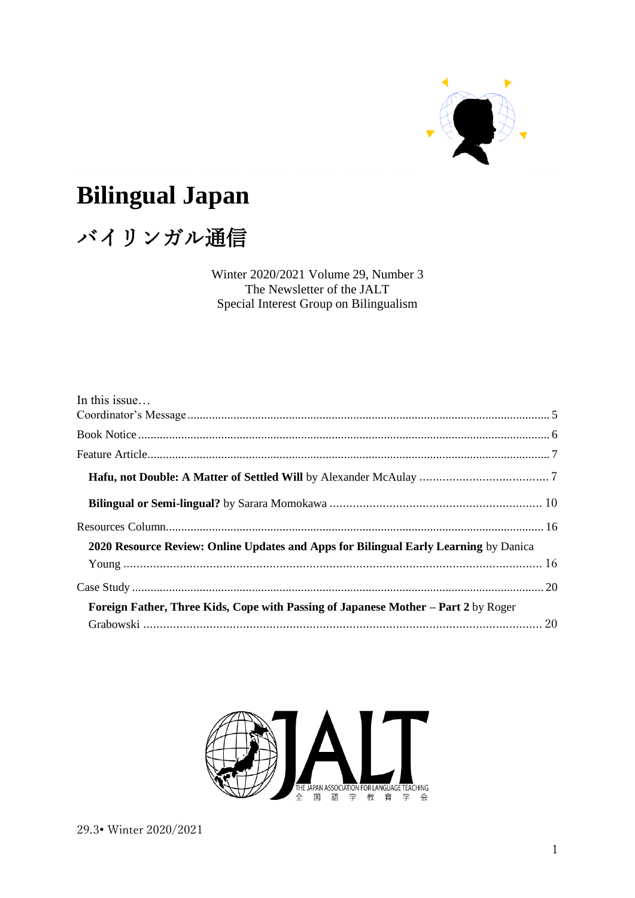# Bilingual Japan

# バイリンガル通信

Winter 2020/2021 Volume 29, Number 3
The Newsletter of the JALT
Special Interest Group on Bilingualism

In this issue…

Coordinator's Message .......... 5

Book Notice .......... 6

Feature Article .......... 7

**Hafu, not Double: A Matter of Settled Will** by Alexander McAulay .......... 7

**Bilingual or Semi-lingual?** by Sarara Momokawa .......... 10

Resources Column .......... 16

**2020 Resource Review: Online Updates and Apps for Bilingual Early Learning** by Danica Young .......... 16

Case Study .......... 20

**Foreign Father, Three Kids, Cope with Passing of Japanese Mother – Part 2** by Roger Grabowski .......... 20

THE JAPAN ASSOCIATION FOR LANGUAGE TEACHING
全国語学教育学会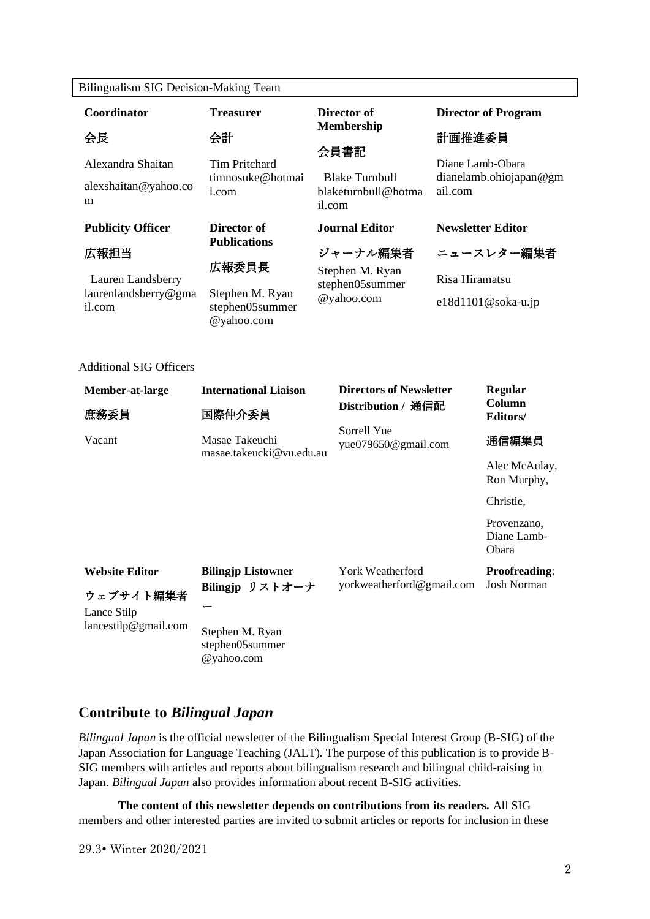Bilingualism SIG Decision-Making Team

| **Coordinator** | **Treasurer** | **Director of Membership** | **Director of Program** |
|---|---|---|---|
| **会長** | **会計** | **会員書記** | **計画推進委員** |
| Alexandra Shaitan alexshaitan@yahoo.com | Tim Pritchard timnosuke@hotmail.com | Blake Turnbull blaketurnbull@hotmail.com | Diane Lamb-Obara dianelamb.ohiojapan@gmail.com |
| **Publicity Officer** | **Director of Publications** | **Journal Editor** | **Newsletter Editor** |
| **広報担当** | **広報委員長** | **ジャーナル編集者** | **ニュースレター編集者** |
| Lauren Landsberry laurenlandsberry@gmail.com | Stephen M. Ryan stephen05summer@yahoo.com | Stephen M. Ryan stephen05summer@yahoo.com | Risa Hiramatsu e18d1101@soka-u.jp |

Additional SIG Officers

| **Member-at-large** | **International Liaison** | **Directors of Newsletter Distribution / 通信配** | **Regular Column Editors/** |
|---|---|---|---|
| **庶務委員** | **国際仲介委員** | | **通信編集員** |
| Vacant | Masae Takeuchi masae.takeucki@vu.edu.au | Sorrell Yue yue079650@gmail.com | Alec McAulay, Ron Murphy, Christie, Provenzano, Diane Lamb-Obara |
| **Website Editor** | **Bilingjp Listowner** | York Weatherford yorkweatherford@gmail.com | **Proofreading**: Josh Norman |
| **ウェブサイト編集者** | **Bilingjp リストオーナー** | | |
| Lance Stilp lancestilp@gmail.com | Stephen M. Ryan stephen05summer@yahoo.com | | |

## Contribute to *Bilingual Japan*

*Bilingual Japan* is the official newsletter of the Bilingualism Special Interest Group (B-SIG) of the Japan Association for Language Teaching (JALT). The purpose of this publication is to provide B-SIG members with articles and reports about bilingualism research and bilingual child-raising in Japan. *Bilingual Japan* also provides information about recent B-SIG activities.

**The content of this newsletter depends on contributions from its readers.** All SIG members and other interested parties are invited to submit articles or reports for inclusion in these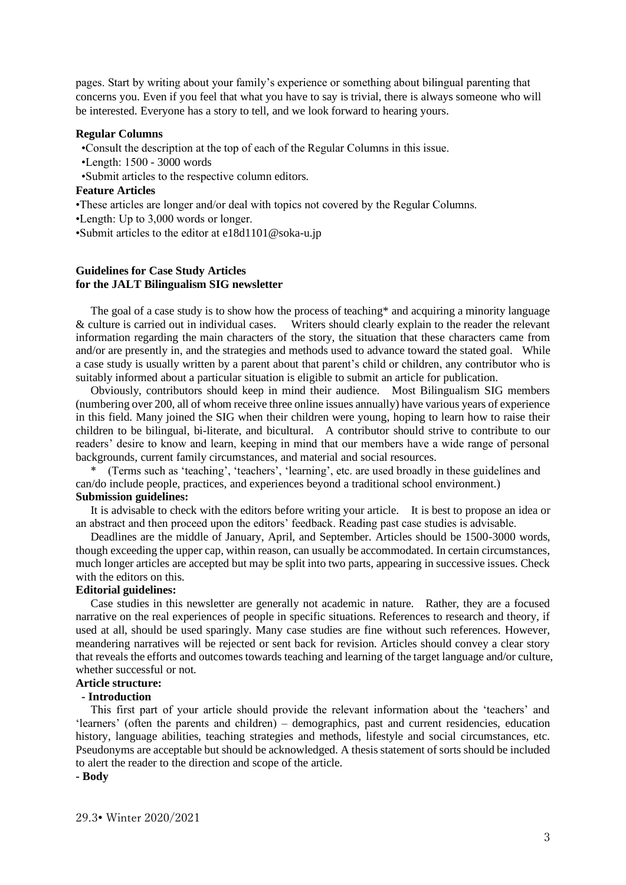pages. Start by writing about your family's experience or something about bilingual parenting that concerns you. Even if you feel that what you have to say is trivial, there is always someone who will be interested. Everyone has a story to tell, and we look forward to hearing yours.

**Regular Columns**

- Consult the description at the top of each of the Regular Columns in this issue.
- Length: 1500 - 3000 words
- Submit articles to the respective column editors.

**Feature Articles**

- These articles are longer and/or deal with topics not covered by the Regular Columns.
- Length: Up to 3,000 words or longer.
- Submit articles to the editor at e18d1101@soka-u.jp

## Guidelines for Case Study Articles for the JALT Bilingualism SIG newsletter

The goal of a case study is to show how the process of teaching* and acquiring a minority language & culture is carried out in individual cases. Writers should clearly explain to the reader the relevant information regarding the main characters of the story, the situation that these characters came from and/or are presently in, and the strategies and methods used to advance toward the stated goal. While a case study is usually written by a parent about that parent's child or children, any contributor who is suitably informed about a particular situation is eligible to submit an article for publication.

Obviously, contributors should keep in mind their audience. Most Bilingualism SIG members (numbering over 200, all of whom receive three online issues annually) have various years of experience in this field. Many joined the SIG when their children were young, hoping to learn how to raise their children to be bilingual, bi-literate, and bicultural. A contributor should strive to contribute to our readers' desire to know and learn, keeping in mind that our members have a wide range of personal backgrounds, current family circumstances, and material and social resources.

\* (Terms such as 'teaching', 'teachers', 'learning', etc. are used broadly in these guidelines and can/do include people, practices, and experiences beyond a traditional school environment.)

**Submission guidelines:**

It is advisable to check with the editors before writing your article. It is best to propose an idea or an abstract and then proceed upon the editors' feedback. Reading past case studies is advisable.

Deadlines are the middle of January, April, and September. Articles should be 1500-3000 words, though exceeding the upper cap, within reason, can usually be accommodated. In certain circumstances, much longer articles are accepted but may be split into two parts, appearing in successive issues. Check with the editors on this.

**Editorial guidelines:**

Case studies in this newsletter are generally not academic in nature. Rather, they are a focused narrative on the real experiences of people in specific situations. References to research and theory, if used at all, should be used sparingly. Many case studies are fine without such references. However, meandering narratives will be rejected or sent back for revision. Articles should convey a clear story that reveals the efforts and outcomes towards teaching and learning of the target language and/or culture, whether successful or not.

**Article structure:**

**- Introduction**

This first part of your article should provide the relevant information about the 'teachers' and 'learners' (often the parents and children) – demographics, past and current residencies, education history, language abilities, teaching strategies and methods, lifestyle and social circumstances, etc. Pseudonyms are acceptable but should be acknowledged. A thesis statement of sorts should be included to alert the reader to the direction and scope of the article.

**- Body**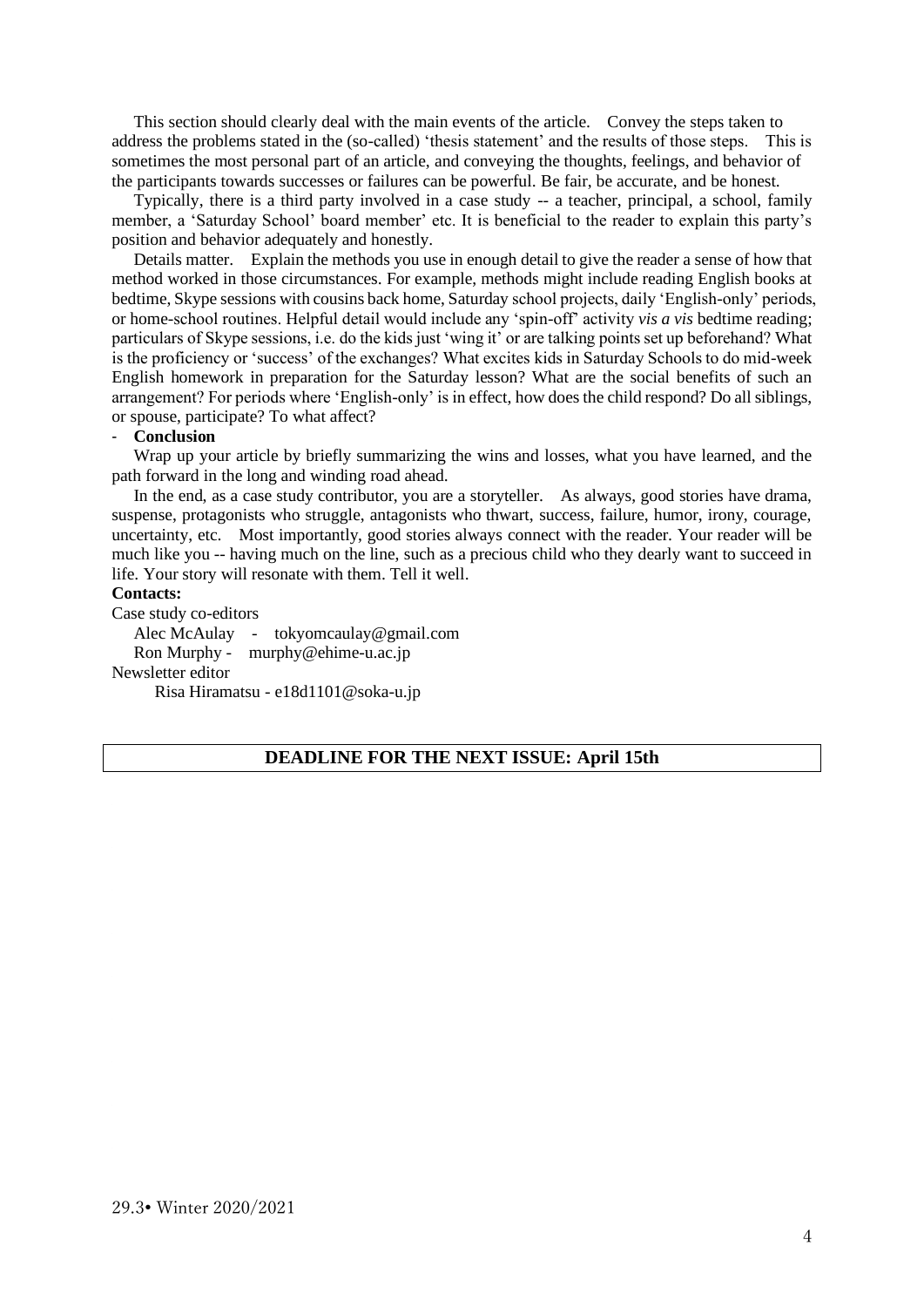This section should clearly deal with the main events of the article. Convey the steps taken to address the problems stated in the (so-called) 'thesis statement' and the results of those steps. This is sometimes the most personal part of an article, and conveying the thoughts, feelings, and behavior of the participants towards successes or failures can be powerful. Be fair, be accurate, and be honest.

Typically, there is a third party involved in a case study -- a teacher, principal, a school, family member, a 'Saturday School' board member' etc. It is beneficial to the reader to explain this party's position and behavior adequately and honestly.

Details matter. Explain the methods you use in enough detail to give the reader a sense of how that method worked in those circumstances. For example, methods might include reading English books at bedtime, Skype sessions with cousins back home, Saturday school projects, daily 'English-only' periods, or home-school routines. Helpful detail would include any 'spin-off' activity *vis a vis* bedtime reading; particulars of Skype sessions, i.e. do the kids just 'wing it' or are talking points set up beforehand? What is the proficiency or 'success' of the exchanges? What excites kids in Saturday Schools to do mid-week English homework in preparation for the Saturday lesson? What are the social benefits of such an arrangement? For periods where 'English-only' is in effect, how does the child respond? Do all siblings, or spouse, participate? To what affect?

- **Conclusion**

Wrap up your article by briefly summarizing the wins and losses, what you have learned, and the path forward in the long and winding road ahead.

In the end, as a case study contributor, you are a storyteller. As always, good stories have drama, suspense, protagonists who struggle, antagonists who thwart, success, failure, humor, irony, courage, uncertainty, etc. Most importantly, good stories always connect with the reader. Your reader will be much like you -- having much on the line, such as a precious child who they dearly want to succeed in life. Your story will resonate with them. Tell it well.

**Contacts:**

Case study co-editors

Alec McAulay - tokyomcaulay@gmail.com

Ron Murphy - murphy@ehime-u.ac.jp

Newsletter editor

Risa Hiramatsu - e18d1101@soka-u.jp

**DEADLINE FOR THE NEXT ISSUE: April 15th**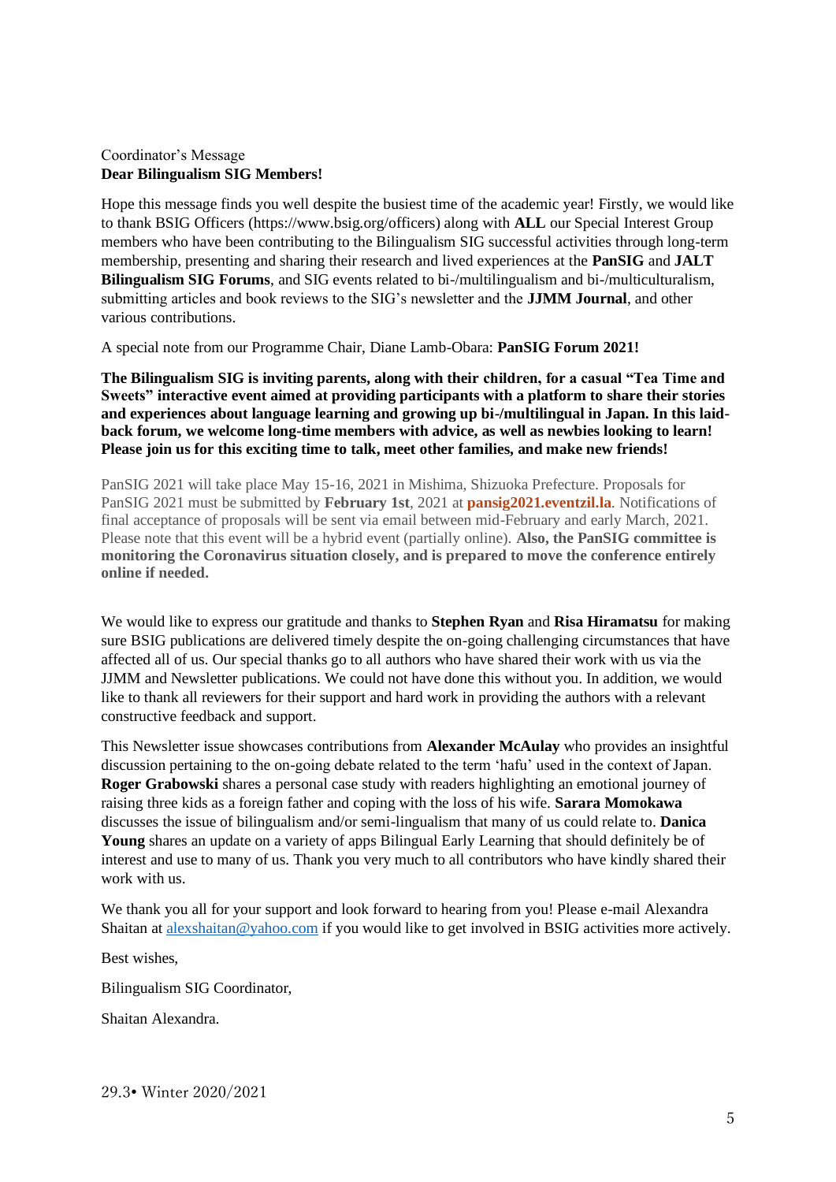Coordinator's Message

**Dear Bilingualism SIG Members!**

Hope this message finds you well despite the busiest time of the academic year! Firstly, we would like to thank BSIG Officers (https://www.bsig.org/officers) along with **ALL** our Special Interest Group members who have been contributing to the Bilingualism SIG successful activities through long-term membership, presenting and sharing their research and lived experiences at the **PanSIG** and **JALT Bilingualism SIG Forums**, and SIG events related to bi-/multilingualism and bi-/multiculturalism, submitting articles and book reviews to the SIG's newsletter and the **JJMM Journal**, and other various contributions.

A special note from our Programme Chair, Diane Lamb-Obara: **PanSIG Forum 2021!**

**The Bilingualism SIG is inviting parents, along with their children, for a casual "Tea Time and Sweets" interactive event aimed at providing participants with a platform to share their stories and experiences about language learning and growing up bi-/multilingual in Japan. In this laid-back forum, we welcome long-time members with advice, as well as newbies looking to learn! Please join us for this exciting time to talk, meet other families, and make new friends!**

PanSIG 2021 will take place May 15-16, 2021 in Mishima, Shizuoka Prefecture. Proposals for PanSIG 2021 must be submitted by **February 1st**, 2021 at **pansig2021.eventzil.la**. Notifications of final acceptance of proposals will be sent via email between mid-February and early March, 2021. Please note that this event will be a hybrid event (partially online). **Also, the PanSIG committee is monitoring the Coronavirus situation closely, and is prepared to move the conference entirely online if needed.**

We would like to express our gratitude and thanks to **Stephen Ryan** and **Risa Hiramatsu** for making sure BSIG publications are delivered timely despite the on-going challenging circumstances that have affected all of us. Our special thanks go to all authors who have shared their work with us via the JJMM and Newsletter publications. We could not have done this without you. In addition, we would like to thank all reviewers for their support and hard work in providing the authors with a relevant constructive feedback and support.

This Newsletter issue showcases contributions from **Alexander McAulay** who provides an insightful discussion pertaining to the on-going debate related to the term 'hafu' used in the context of Japan. **Roger Grabowski** shares a personal case study with readers highlighting an emotional journey of raising three kids as a foreign father and coping with the loss of his wife. **Sarara Momokawa** discusses the issue of bilingualism and/or semi-lingualism that many of us could relate to. **Danica Young** shares an update on a variety of apps Bilingual Early Learning that should definitely be of interest and use to many of us. Thank you very much to all contributors who have kindly shared their work with us.

We thank you all for your support and look forward to hearing from you! Please e-mail Alexandra Shaitan at alexshaitan@yahoo.com if you would like to get involved in BSIG activities more actively.

Best wishes,

Bilingualism SIG Coordinator,

Shaitan Alexandra.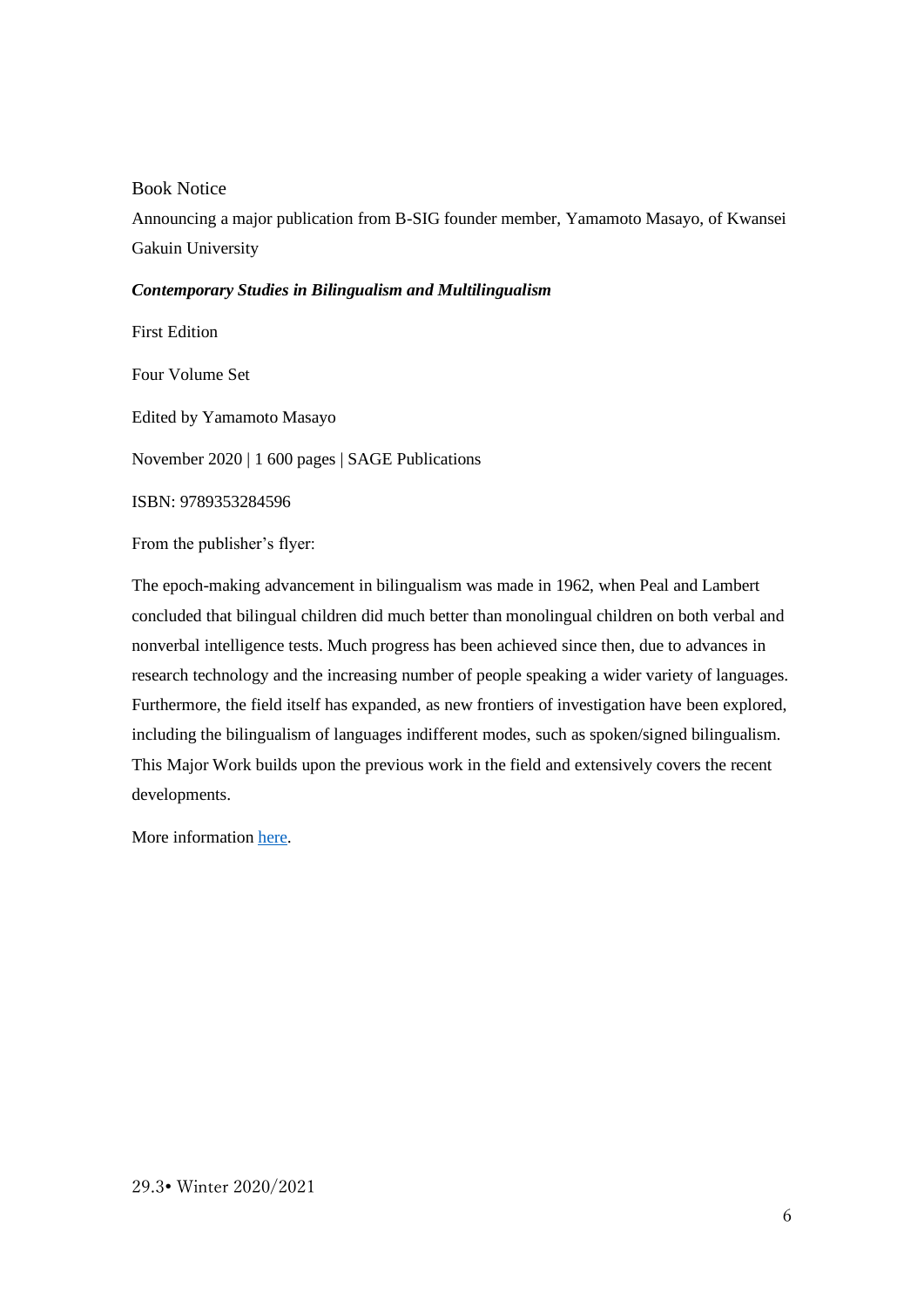Book Notice

Announcing a major publication from B-SIG founder member, Yamamoto Masayo, of Kwansei Gakuin University

***Contemporary Studies in Bilingualism and Multilingualism***

First Edition

Four Volume Set

Edited by Yamamoto Masayo

November 2020 | 1 600 pages | SAGE Publications

ISBN: 9789353284596

From the publisher's flyer:

The epoch-making advancement in bilingualism was made in 1962, when Peal and Lambert concluded that bilingual children did much better than monolingual children on both verbal and nonverbal intelligence tests. Much progress has been achieved since then, due to advances in research technology and the increasing number of people speaking a wider variety of languages. Furthermore, the field itself has expanded, as new frontiers of investigation have been explored, including the bilingualism of languages indifferent modes, such as spoken/signed bilingualism. This Major Work builds upon the previous work in the field and extensively covers the recent developments.

More information here.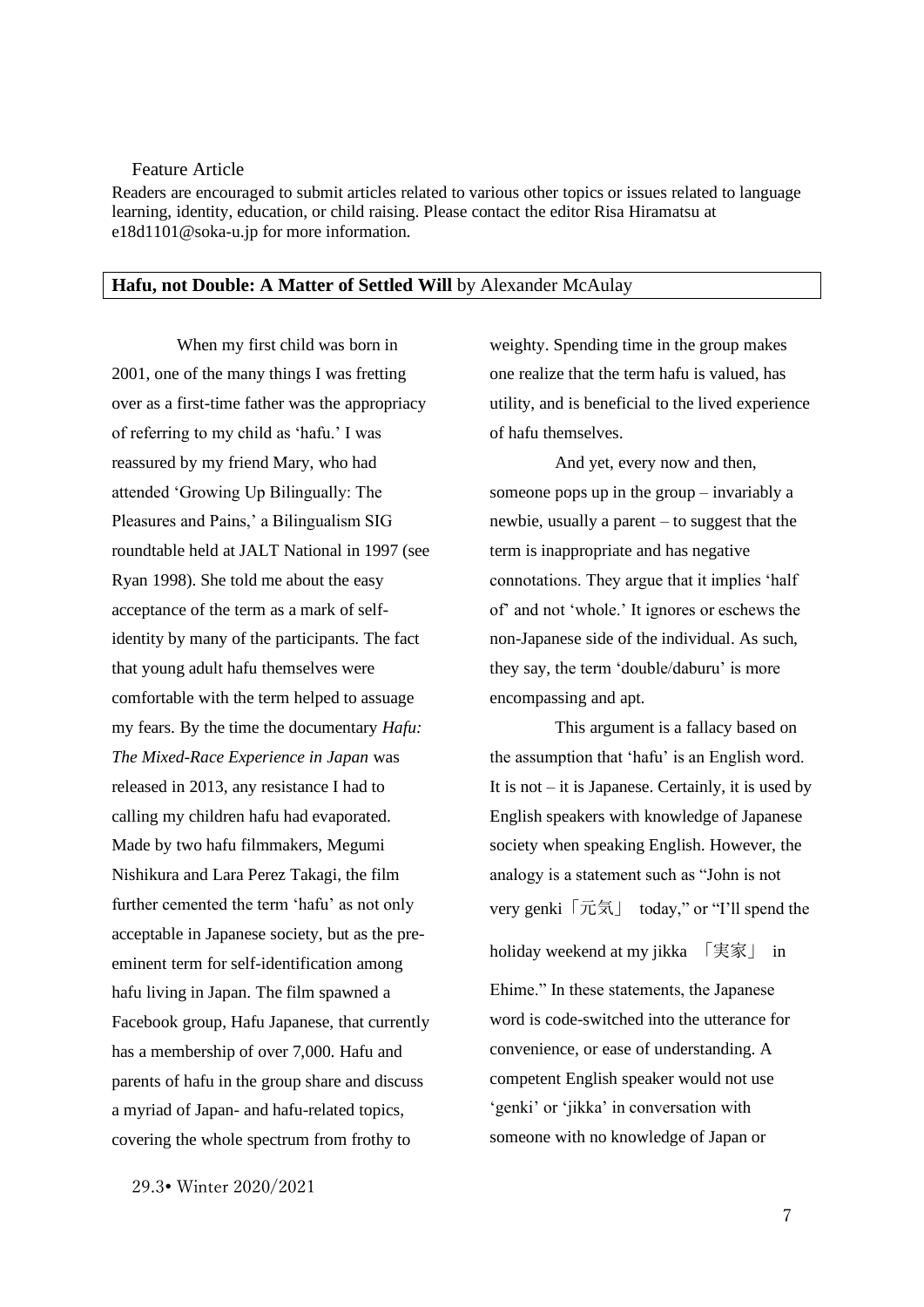Feature Article

Readers are encouraged to submit articles related to various other topics or issues related to language learning, identity, education, or child raising. Please contact the editor Risa Hiramatsu at e18d1101@soka-u.jp for more information.

## **Hafu, not Double: A Matter of Settled Will** by Alexander McAulay

When my first child was born in 2001, one of the many things I was fretting over as a first-time father was the appropriacy of referring to my child as 'hafu.' I was reassured by my friend Mary, who had attended 'Growing Up Bilingually: The Pleasures and Pains,' a Bilingualism SIG roundtable held at JALT National in 1997 (see Ryan 1998). She told me about the easy acceptance of the term as a mark of self-identity by many of the participants. The fact that young adult hafu themselves were comfortable with the term helped to assuage my fears. By the time the documentary *Hafu: The Mixed-Race Experience in Japan* was released in 2013, any resistance I had to calling my children hafu had evaporated. Made by two hafu filmmakers, Megumi Nishikura and Lara Perez Takagi, the film further cemented the term 'hafu' as not only acceptable in Japanese society, but as the pre-eminent term for self-identification among hafu living in Japan. The film spawned a Facebook group, Hafu Japanese, that currently has a membership of over 7,000. Hafu and parents of hafu in the group share and discuss a myriad of Japan- and hafu-related topics, covering the whole spectrum from frothy to weighty. Spending time in the group makes one realize that the term hafu is valued, has utility, and is beneficial to the lived experience of hafu themselves.

And yet, every now and then, someone pops up in the group – invariably a newbie, usually a parent – to suggest that the term is inappropriate and has negative connotations. They argue that it implies 'half of' and not 'whole.' It ignores or eschews the non-Japanese side of the individual. As such, they say, the term 'double/daburu' is more encompassing and apt.

This argument is a fallacy based on the assumption that 'hafu' is an English word. It is not – it is Japanese. Certainly, it is used by English speakers with knowledge of Japanese society when speaking English. However, the analogy is a statement such as "John is not very genki「元気」 today," or "I'll spend the holiday weekend at my jikka 「実家」 in Ehime." In these statements, the Japanese word is code-switched into the utterance for convenience, or ease of understanding. A competent English speaker would not use 'genki' or 'jikka' in conversation with someone with no knowledge of Japan or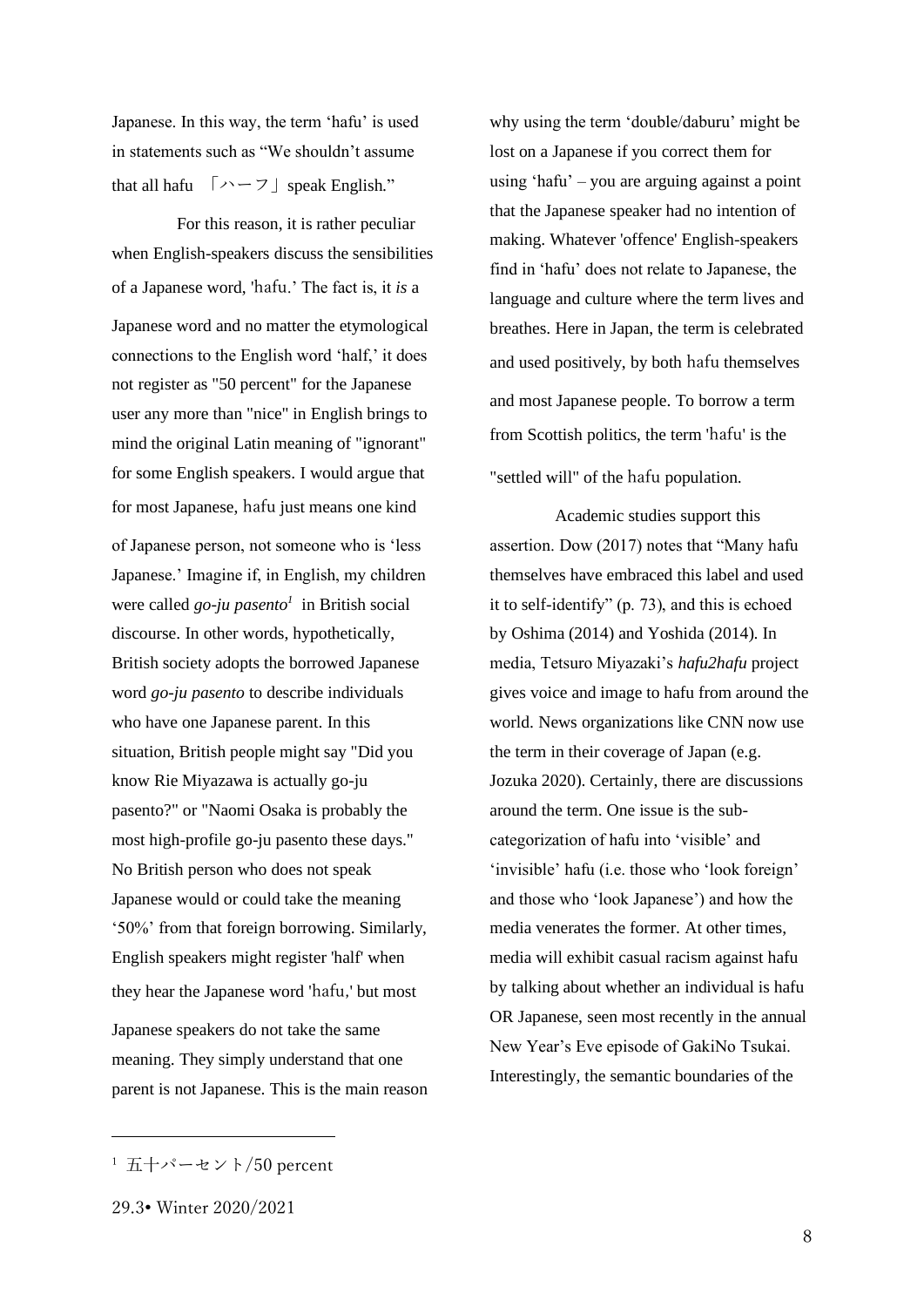Japanese. In this way, the term 'hafu' is used in statements such as "We shouldn't assume that all hafu 「ハーフ」speak English."

For this reason, it is rather peculiar when English-speakers discuss the sensibilities of a Japanese word, 'hafu.' The fact is, it *is* a Japanese word and no matter the etymological connections to the English word 'half,' it does not register as "50 percent" for the Japanese user any more than "nice" in English brings to mind the original Latin meaning of "ignorant" for some English speakers. I would argue that for most Japanese, hafu just means one kind of Japanese person, not someone who is 'less Japanese.' Imagine if, in English, my children were called *go-ju pasento*[1] in British social discourse. In other words, hypothetically, British society adopts the borrowed Japanese word *go-ju pasento* to describe individuals who have one Japanese parent. In this situation, British people might say "Did you know Rie Miyazawa is actually go-ju pasento?" or "Naomi Osaka is probably the most high-profile go-ju pasento these days." No British person who does not speak Japanese would or could take the meaning '50%' from that foreign borrowing. Similarly, English speakers might register 'half' when they hear the Japanese word 'hafu,' but most Japanese speakers do not take the same meaning. They simply understand that one parent is not Japanese. This is the main reason why using the term 'double/daburu' might be lost on a Japanese if you correct them for using 'hafu' – you are arguing against a point that the Japanese speaker had no intention of making. Whatever 'offence' English-speakers find in 'hafu' does not relate to Japanese, the language and culture where the term lives and breathes. Here in Japan, the term is celebrated and used positively, by both hafu themselves and most Japanese people. To borrow a term from Scottish politics, the term 'hafu' is the "settled will" of the hafu population.

Academic studies support this assertion. Dow (2017) notes that "Many hafu themselves have embraced this label and used it to self-identify" (p. 73), and this is echoed by Oshima (2014) and Yoshida (2014). In media, Tetsuro Miyazaki's *hafu2hafu* project gives voice and image to hafu from around the world. News organizations like CNN now use the term in their coverage of Japan (e.g. Jozuka 2020). Certainly, there are discussions around the term. One issue is the sub-categorization of hafu into 'visible' and 'invisible' hafu (i.e. those who 'look foreign' and those who 'look Japanese') and how the media venerates the former. At other times, media will exhibit casual racism against hafu by talking about whether an individual is hafu OR Japanese, seen most recently in the annual New Year's Eve episode of GakiNo Tsukai. Interestingly, the semantic boundaries of the

[1] 五十パーセント/50 percent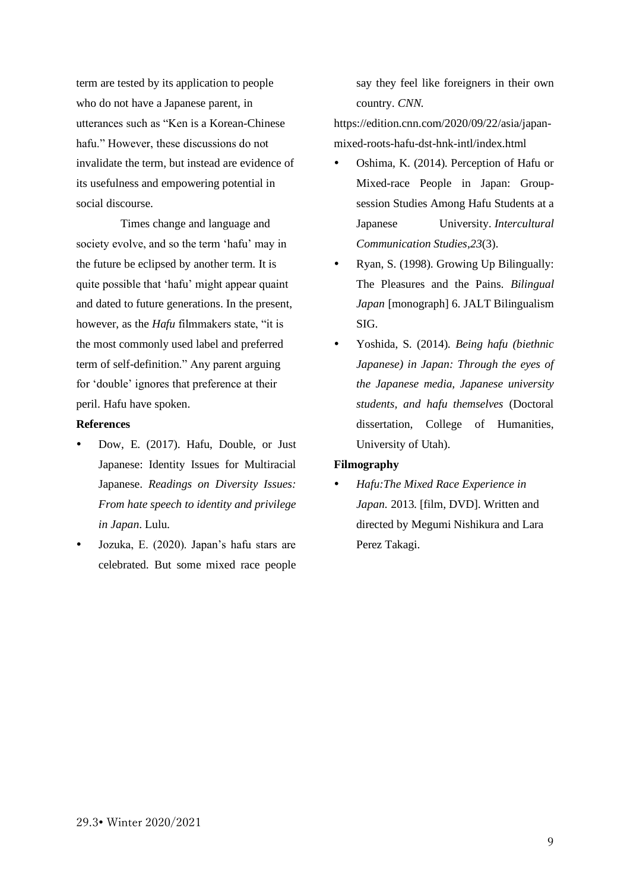term are tested by its application to people who do not have a Japanese parent, in utterances such as "Ken is a Korean-Chinese hafu." However, these discussions do not invalidate the term, but instead are evidence of its usefulness and empowering potential in social discourse.

Times change and language and society evolve, and so the term 'hafu' may in the future be eclipsed by another term. It is quite possible that 'hafu' might appear quaint and dated to future generations. In the present, however, as the *Hafu* filmmakers state, "it is the most commonly used label and preferred term of self-definition." Any parent arguing for 'double' ignores that preference at their peril. Hafu have spoken.

**References**

- Dow, E. (2017). Hafu, Double, or Just Japanese: Identity Issues for Multiracial Japanese. *Readings on Diversity Issues: From hate speech to identity and privilege in Japan*. Lulu.
- Jozuka, E. (2020). Japan's hafu stars are celebrated. But some mixed race people say they feel like foreigners in their own country. *CNN.* https://edition.cnn.com/2020/09/22/asia/japan-mixed-roots-hafu-dst-hnk-intl/index.html
- Oshima, K. (2014). Perception of Hafu or Mixed-race People in Japan: Group-session Studies Among Hafu Students at a Japanese University. *Intercultural Communication Studies*,*23*(3).
- Ryan, S. (1998). Growing Up Bilingually: The Pleasures and the Pains. *Bilingual Japan* [monograph] 6. JALT Bilingualism SIG.
- Yoshida, S. (2014). *Being hafu (biethnic Japanese) in Japan: Through the eyes of the Japanese media, Japanese university students, and hafu themselves* (Doctoral dissertation, College of Humanities, University of Utah).

**Filmography**

- *Hafu:The Mixed Race Experience in Japan.* 2013. [film, DVD]. Written and directed by Megumi Nishikura and Lara Perez Takagi.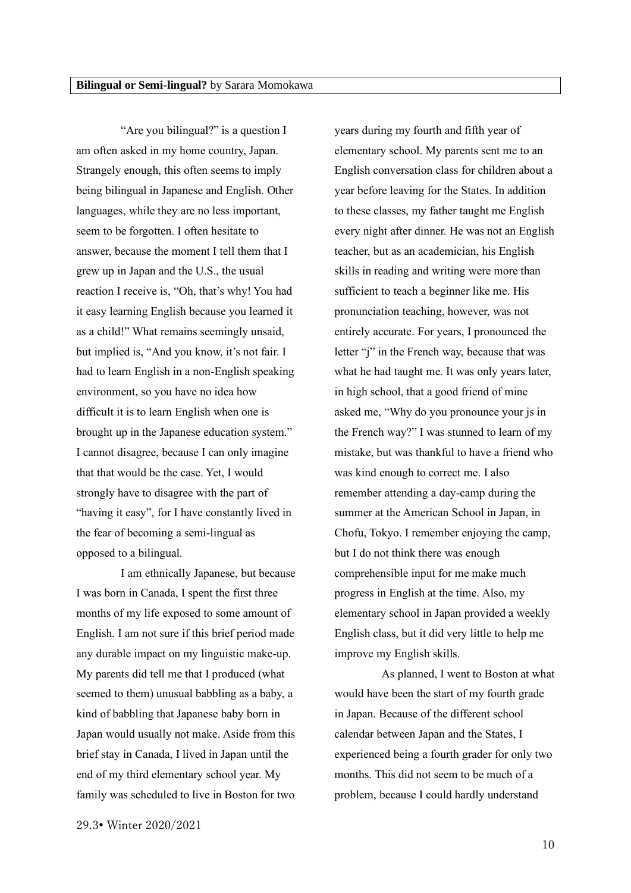**Bilingual or Semi-lingual?** by Sarara Momokawa

"Are you bilingual?" is a question I am often asked in my home country, Japan. Strangely enough, this often seems to imply being bilingual in Japanese and English. Other languages, while they are no less important, seem to be forgotten. I often hesitate to answer, because the moment I tell them that I grew up in Japan and the U.S., the usual reaction I receive is, "Oh, that's why! You had it easy learning English because you learned it as a child!" What remains seemingly unsaid, but implied is, "And you know, it's not fair. I had to learn English in a non-English speaking environment, so you have no idea how difficult it is to learn English when one is brought up in the Japanese education system." I cannot disagree, because I can only imagine that that would be the case. Yet, I would strongly have to disagree with the part of "having it easy", for I have constantly lived in the fear of becoming a semi-lingual as opposed to a bilingual.

I am ethnically Japanese, but because I was born in Canada, I spent the first three months of my life exposed to some amount of English. I am not sure if this brief period made any durable impact on my linguistic make-up. My parents did tell me that I produced (what seemed to them) unusual babbling as a baby, a kind of babbling that Japanese baby born in Japan would usually not make. Aside from this brief stay in Canada, I lived in Japan until the end of my third elementary school year. My family was scheduled to live in Boston for two years during my fourth and fifth year of elementary school. My parents sent me to an English conversation class for children about a year before leaving for the States. In addition to these classes, my father taught me English every night after dinner. He was not an English teacher, but as an academician, his English skills in reading and writing were more than sufficient to teach a beginner like me. His pronunciation teaching, however, was not entirely accurate. For years, I pronounced the letter "j" in the French way, because that was what he had taught me. It was only years later, in high school, that a good friend of mine asked me, "Why do you pronounce your js in the French way?" I was stunned to learn of my mistake, but was thankful to have a friend who was kind enough to correct me. I also remember attending a day-camp during the summer at the American School in Japan, in Chofu, Tokyo. I remember enjoying the camp, but I do not think there was enough comprehensible input for me make much progress in English at the time. Also, my elementary school in Japan provided a weekly English class, but it did very little to help me improve my English skills.

As planned, I went to Boston at what would have been the start of my fourth grade in Japan. Because of the different school calendar between Japan and the States, I experienced being a fourth grader for only two months. This did not seem to be much of a problem, because I could hardly understand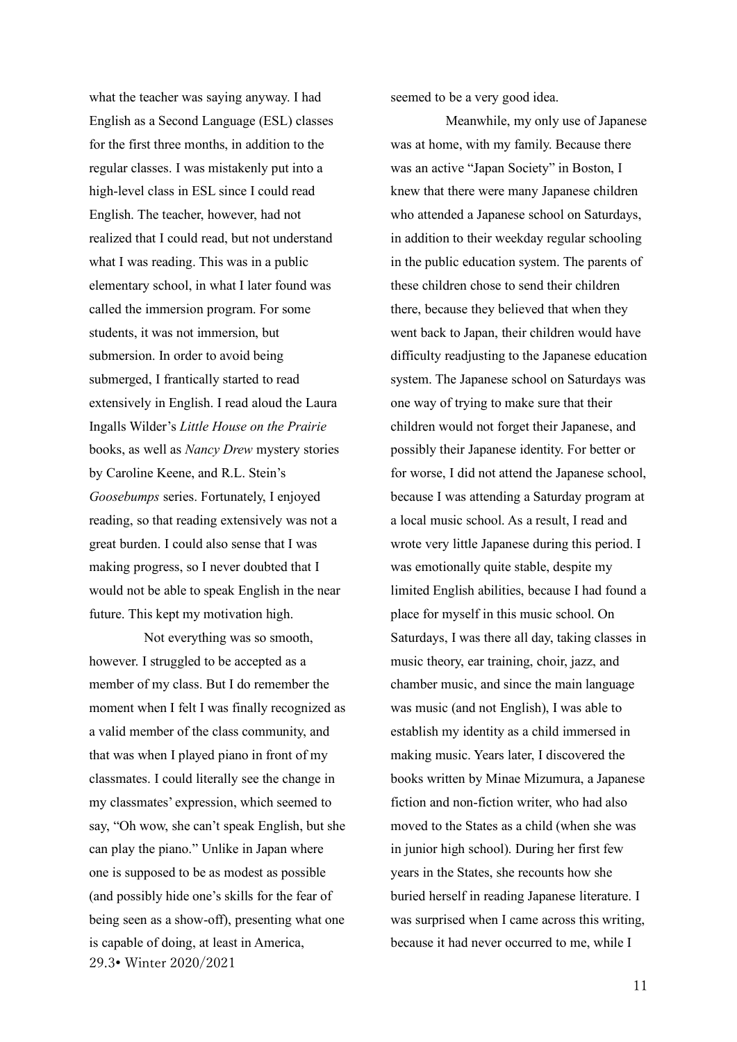what the teacher was saying anyway. I had English as a Second Language (ESL) classes for the first three months, in addition to the regular classes. I was mistakenly put into a high-level class in ESL since I could read English. The teacher, however, had not realized that I could read, but not understand what I was reading. This was in a public elementary school, in what I later found was called the immersion program. For some students, it was not immersion, but submersion. In order to avoid being submerged, I frantically started to read extensively in English. I read aloud the Laura Ingalls Wilder's *Little House on the Prairie* books, as well as *Nancy Drew* mystery stories by Caroline Keene, and R.L. Stein's *Goosebumps* series. Fortunately, I enjoyed reading, so that reading extensively was not a great burden. I could also sense that I was making progress, so I never doubted that I would not be able to speak English in the near future. This kept my motivation high.

Not everything was so smooth, however. I struggled to be accepted as a member of my class. But I do remember the moment when I felt I was finally recognized as a valid member of the class community, and that was when I played piano in front of my classmates. I could literally see the change in my classmates' expression, which seemed to say, "Oh wow, she can't speak English, but she can play the piano." Unlike in Japan where one is supposed to be as modest as possible (and possibly hide one's skills for the fear of being seen as a show-off), presenting what one is capable of doing, at least in America, seemed to be a very good idea.

Meanwhile, my only use of Japanese was at home, with my family. Because there was an active "Japan Society" in Boston, I knew that there were many Japanese children who attended a Japanese school on Saturdays, in addition to their weekday regular schooling in the public education system. The parents of these children chose to send their children there, because they believed that when they went back to Japan, their children would have difficulty readjusting to the Japanese education system. The Japanese school on Saturdays was one way of trying to make sure that their children would not forget their Japanese, and possibly their Japanese identity. For better or for worse, I did not attend the Japanese school, because I was attending a Saturday program at a local music school. As a result, I read and wrote very little Japanese during this period. I was emotionally quite stable, despite my limited English abilities, because I had found a place for myself in this music school. On Saturdays, I was there all day, taking classes in music theory, ear training, choir, jazz, and chamber music, and since the main language was music (and not English), I was able to establish my identity as a child immersed in making music. Years later, I discovered the books written by Minae Mizumura, a Japanese fiction and non-fiction writer, who had also moved to the States as a child (when she was in junior high school). During her first few years in the States, she recounts how she buried herself in reading Japanese literature. I was surprised when I came across this writing, because it had never occurred to me, while I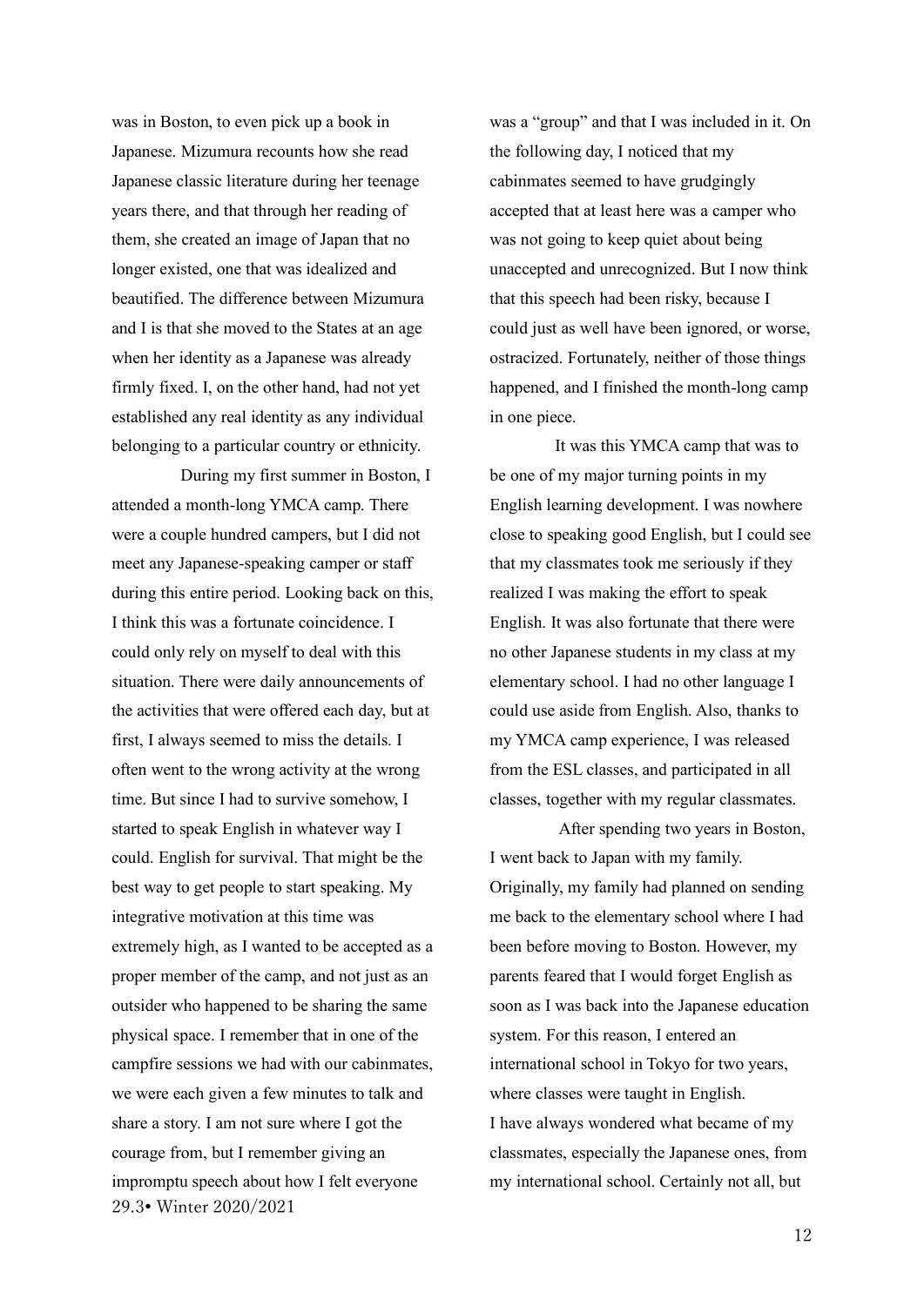was in Boston, to even pick up a book in Japanese. Mizumura recounts how she read Japanese classic literature during her teenage years there, and that through her reading of them, she created an image of Japan that no longer existed, one that was idealized and beautified. The difference between Mizumura and I is that she moved to the States at an age when her identity as a Japanese was already firmly fixed. I, on the other hand, had not yet established any real identity as any individual belonging to a particular country or ethnicity.

During my first summer in Boston, I attended a month-long YMCA camp. There were a couple hundred campers, but I did not meet any Japanese-speaking camper or staff during this entire period. Looking back on this, I think this was a fortunate coincidence. I could only rely on myself to deal with this situation. There were daily announcements of the activities that were offered each day, but at first, I always seemed to miss the details. I often went to the wrong activity at the wrong time. But since I had to survive somehow, I started to speak English in whatever way I could. English for survival. That might be the best way to get people to start speaking. My integrative motivation at this time was extremely high, as I wanted to be accepted as a proper member of the camp, and not just as an outsider who happened to be sharing the same physical space. I remember that in one of the campfire sessions we had with our cabinmates, we were each given a few minutes to talk and share a story. I am not sure where I got the courage from, but I remember giving an impromptu speech about how I felt everyone was a "group" and that I was included in it. On the following day, I noticed that my cabinmates seemed to have grudgingly accepted that at least here was a camper who was not going to keep quiet about being unaccepted and unrecognized. But I now think that this speech had been risky, because I could just as well have been ignored, or worse, ostracized. Fortunately, neither of those things happened, and I finished the month-long camp in one piece.

It was this YMCA camp that was to be one of my major turning points in my English learning development. I was nowhere close to speaking good English, but I could see that my classmates took me seriously if they realized I was making the effort to speak English. It was also fortunate that there were no other Japanese students in my class at my elementary school. I had no other language I could use aside from English. Also, thanks to my YMCA camp experience, I was released from the ESL classes, and participated in all classes, together with my regular classmates.

After spending two years in Boston, I went back to Japan with my family. Originally, my family had planned on sending me back to the elementary school where I had been before moving to Boston. However, my parents feared that I would forget English as soon as I was back into the Japanese education system. For this reason, I entered an international school in Tokyo for two years, where classes were taught in English.

I have always wondered what became of my classmates, especially the Japanese ones, from my international school. Certainly not all, but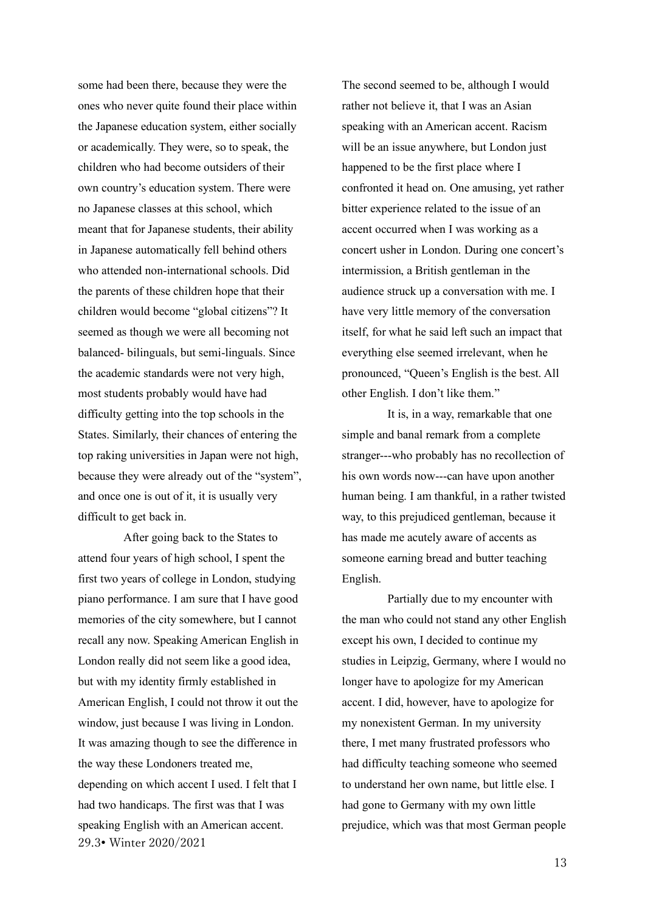some had been there, because they were the ones who never quite found their place within the Japanese education system, either socially or academically. They were, so to speak, the children who had become outsiders of their own country's education system. There were no Japanese classes at this school, which meant that for Japanese students, their ability in Japanese automatically fell behind others who attended non-international schools. Did the parents of these children hope that their children would become "global citizens"? It seemed as though we were all becoming not balanced- bilinguals, but semi-linguals. Since the academic standards were not very high, most students probably would have had difficulty getting into the top schools in the States. Similarly, their chances of entering the top raking universities in Japan were not high, because they were already out of the "system", and once one is out of it, it is usually very difficult to get back in.

After going back to the States to attend four years of high school, I spent the first two years of college in London, studying piano performance. I am sure that I have good memories of the city somewhere, but I cannot recall any now. Speaking American English in London really did not seem like a good idea, but with my identity firmly established in American English, I could not throw it out the window, just because I was living in London. It was amazing though to see the difference in the way these Londoners treated me, depending on which accent I used. I felt that I had two handicaps. The first was that I was speaking English with an American accent. The second seemed to be, although I would rather not believe it, that I was an Asian speaking with an American accent. Racism will be an issue anywhere, but London just happened to be the first place where I confronted it head on. One amusing, yet rather bitter experience related to the issue of an accent occurred when I was working as a concert usher in London. During one concert's intermission, a British gentleman in the audience struck up a conversation with me. I have very little memory of the conversation itself, for what he said left such an impact that everything else seemed irrelevant, when he pronounced, "Queen's English is the best. All other English. I don't like them."

It is, in a way, remarkable that one simple and banal remark from a complete stranger---who probably has no recollection of his own words now---can have upon another human being. I am thankful, in a rather twisted way, to this prejudiced gentleman, because it has made me acutely aware of accents as someone earning bread and butter teaching English.

Partially due to my encounter with the man who could not stand any other English except his own, I decided to continue my studies in Leipzig, Germany, where I would no longer have to apologize for my American accent. I did, however, have to apologize for my nonexistent German. In my university there, I met many frustrated professors who had difficulty teaching someone who seemed to understand her own name, but little else. I had gone to Germany with my own little prejudice, which was that most German people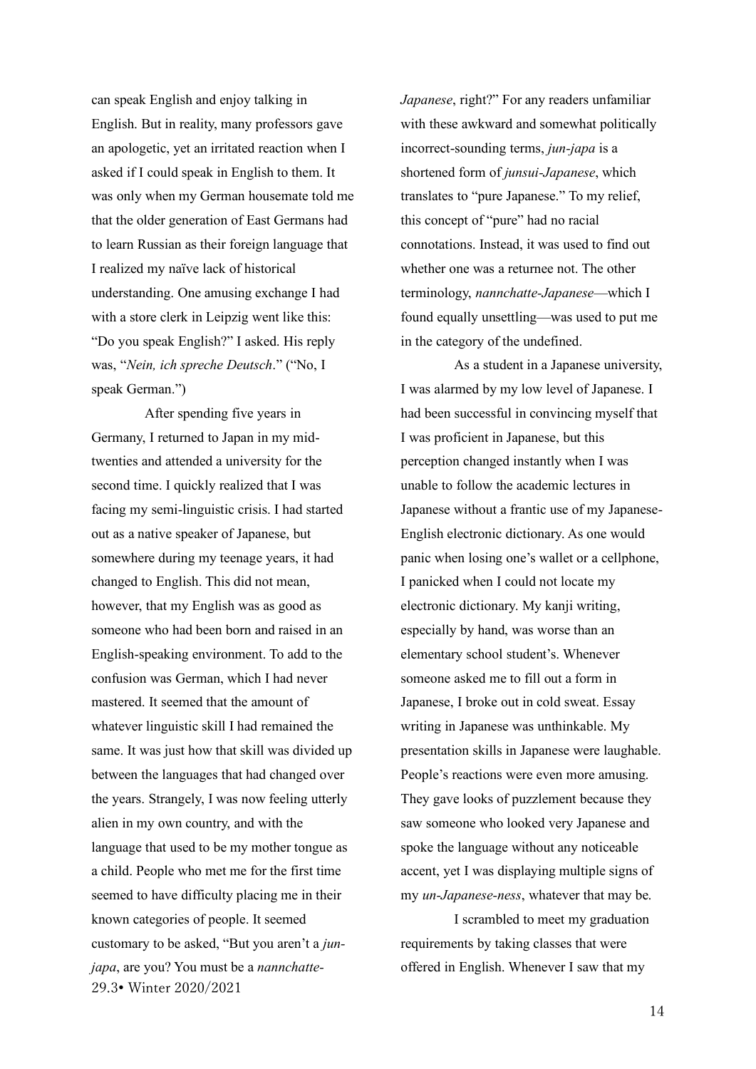can speak English and enjoy talking in English. But in reality, many professors gave an apologetic, yet an irritated reaction when I asked if I could speak in English to them. It was only when my German housemate told me that the older generation of East Germans had to learn Russian as their foreign language that I realized my naïve lack of historical understanding. One amusing exchange I had with a store clerk in Leipzig went like this: "Do you speak English?" I asked. His reply was, "*Nein, ich spreche Deutsch*." ("No, I speak German.")

After spending five years in Germany, I returned to Japan in my mid-twenties and attended a university for the second time. I quickly realized that I was facing my semi-linguistic crisis. I had started out as a native speaker of Japanese, but somewhere during my teenage years, it had changed to English. This did not mean, however, that my English was as good as someone who had been born and raised in an English-speaking environment. To add to the confusion was German, which I had never mastered. It seemed that the amount of whatever linguistic skill I had remained the same. It was just how that skill was divided up between the languages that had changed over the years. Strangely, I was now feeling utterly alien in my own country, and with the language that used to be my mother tongue as a child. People who met me for the first time seemed to have difficulty placing me in their known categories of people. It seemed customary to be asked, "But you aren't a *jun-japa*, are you? You must be a *nannchatte-Japanese*, right?" For any readers unfamiliar with these awkward and somewhat politically incorrect-sounding terms, *jun-japa* is a shortened form of *junsui-Japanese*, which translates to "pure Japanese." To my relief, this concept of "pure" had no racial connotations. Instead, it was used to find out whether one was a returnee not. The other terminology, *nannchatte-Japanese*—which I found equally unsettling—was used to put me in the category of the undefined.

As a student in a Japanese university, I was alarmed by my low level of Japanese. I had been successful in convincing myself that I was proficient in Japanese, but this perception changed instantly when I was unable to follow the academic lectures in Japanese without a frantic use of my Japanese-English electronic dictionary. As one would panic when losing one's wallet or a cellphone, I panicked when I could not locate my electronic dictionary. My kanji writing, especially by hand, was worse than an elementary school student's. Whenever someone asked me to fill out a form in Japanese, I broke out in cold sweat. Essay writing in Japanese was unthinkable. My presentation skills in Japanese were laughable. People's reactions were even more amusing. They gave looks of puzzlement because they saw someone who looked very Japanese and spoke the language without any noticeable accent, yet I was displaying multiple signs of my *un-Japanese-ness*, whatever that may be.

I scrambled to meet my graduation requirements by taking classes that were offered in English. Whenever I saw that my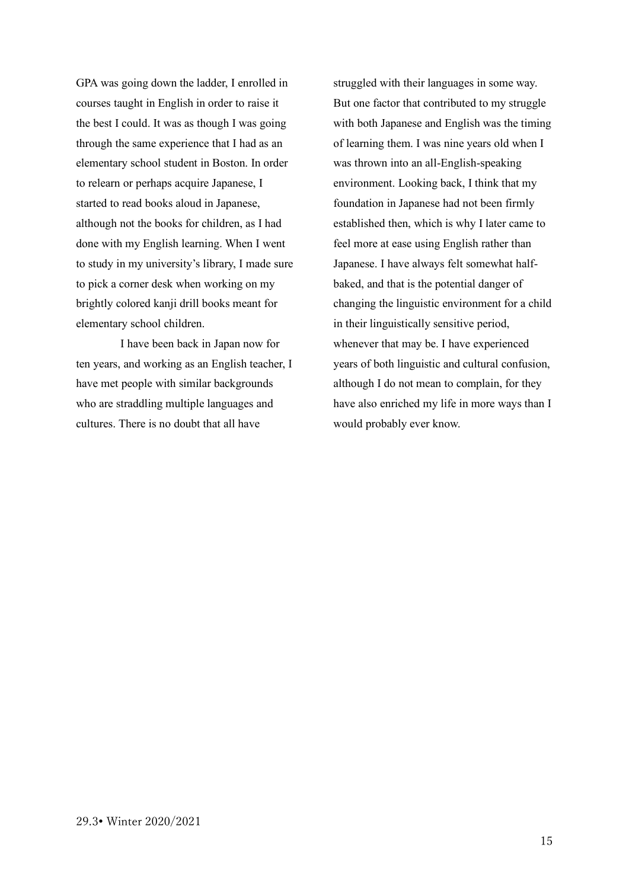GPA was going down the ladder, I enrolled in courses taught in English in order to raise it the best I could. It was as though I was going through the same experience that I had as an elementary school student in Boston. In order to relearn or perhaps acquire Japanese, I started to read books aloud in Japanese, although not the books for children, as I had done with my English learning. When I went to study in my university's library, I made sure to pick a corner desk when working on my brightly colored kanji drill books meant for elementary school children.

I have been back in Japan now for ten years, and working as an English teacher, I have met people with similar backgrounds who are straddling multiple languages and cultures. There is no doubt that all have struggled with their languages in some way. But one factor that contributed to my struggle with both Japanese and English was the timing of learning them. I was nine years old when I was thrown into an all-English-speaking environment. Looking back, I think that my foundation in Japanese had not been firmly established then, which is why I later came to feel more at ease using English rather than Japanese. I have always felt somewhat half-baked, and that is the potential danger of changing the linguistic environment for a child in their linguistically sensitive period, whenever that may be. I have experienced years of both linguistic and cultural confusion, although I do not mean to complain, for they have also enriched my life in more ways than I would probably ever know.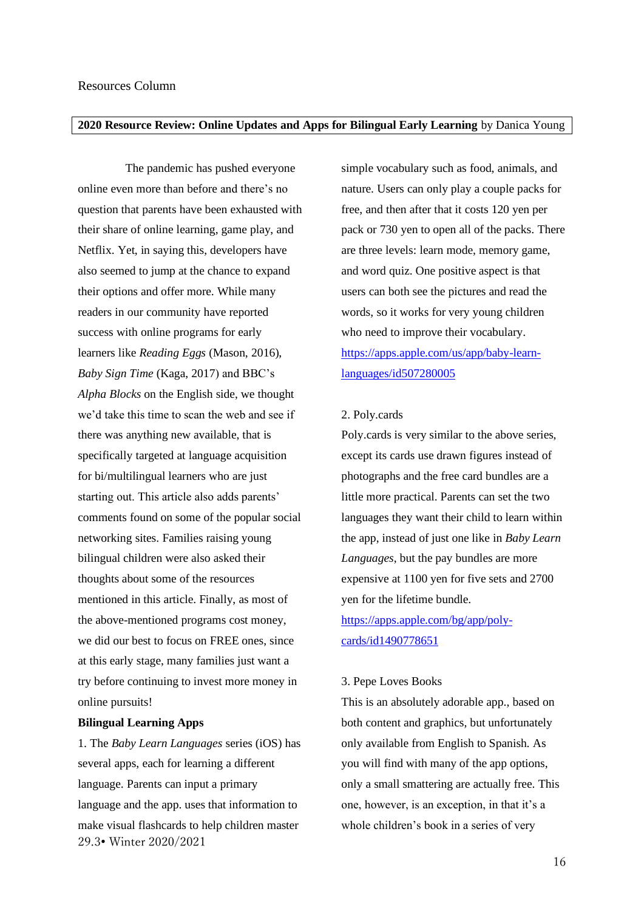Resources Column

**2020 Resource Review: Online Updates and Apps for Bilingual Early Learning** by Danica Young

The pandemic has pushed everyone online even more than before and there's no question that parents have been exhausted with their share of online learning, game play, and Netflix. Yet, in saying this, developers have also seemed to jump at the chance to expand their options and offer more. While many readers in our community have reported success with online programs for early learners like *Reading Eggs* (Mason, 2016), *Baby Sign Time* (Kaga, 2017) and BBC's *Alpha Blocks* on the English side, we thought we'd take this time to scan the web and see if there was anything new available, that is specifically targeted at language acquisition for bi/multilingual learners who are just starting out. This article also adds parents' comments found on some of the popular social networking sites. Families raising young bilingual children were also asked their thoughts about some of the resources mentioned in this article. Finally, as most of the above-mentioned programs cost money, we did our best to focus on FREE ones, since at this early stage, many families just want a try before continuing to invest more money in online pursuits!

**Bilingual Learning Apps**

1. The *Baby Learn Languages* series (iOS) has several apps, each for learning a different language. Parents can input a primary language and the app. uses that information to make visual flashcards to help children master simple vocabulary such as food, animals, and nature. Users can only play a couple packs for free, and then after that it costs 120 yen per pack or 730 yen to open all of the packs. There are three levels: learn mode, memory game, and word quiz. One positive aspect is that users can both see the pictures and read the words, so it works for very young children who need to improve their vocabulary.
[https://apps.apple.com/us/app/baby-learn-languages/id507280005](https://apps.apple.com/us/app/baby-learn-languages/id507280005)

2. Poly.cards
Poly.cards is very similar to the above series, except its cards use drawn figures instead of photographs and the free card bundles are a little more practical. Parents can set the two languages they want their child to learn within the app, instead of just one like in *Baby Learn Languages*, but the pay bundles are more expensive at 1100 yen for five sets and 2700 yen for the lifetime bundle.
[https://apps.apple.com/bg/app/poly-cards/id1490778651](https://apps.apple.com/bg/app/poly-cards/id1490778651)

3. Pepe Loves Books
This is an absolutely adorable app., based on both content and graphics, but unfortunately only available from English to Spanish. As you will find with many of the app options, only a small smattering are actually free. This one, however, is an exception, in that it's a whole children's book in a series of very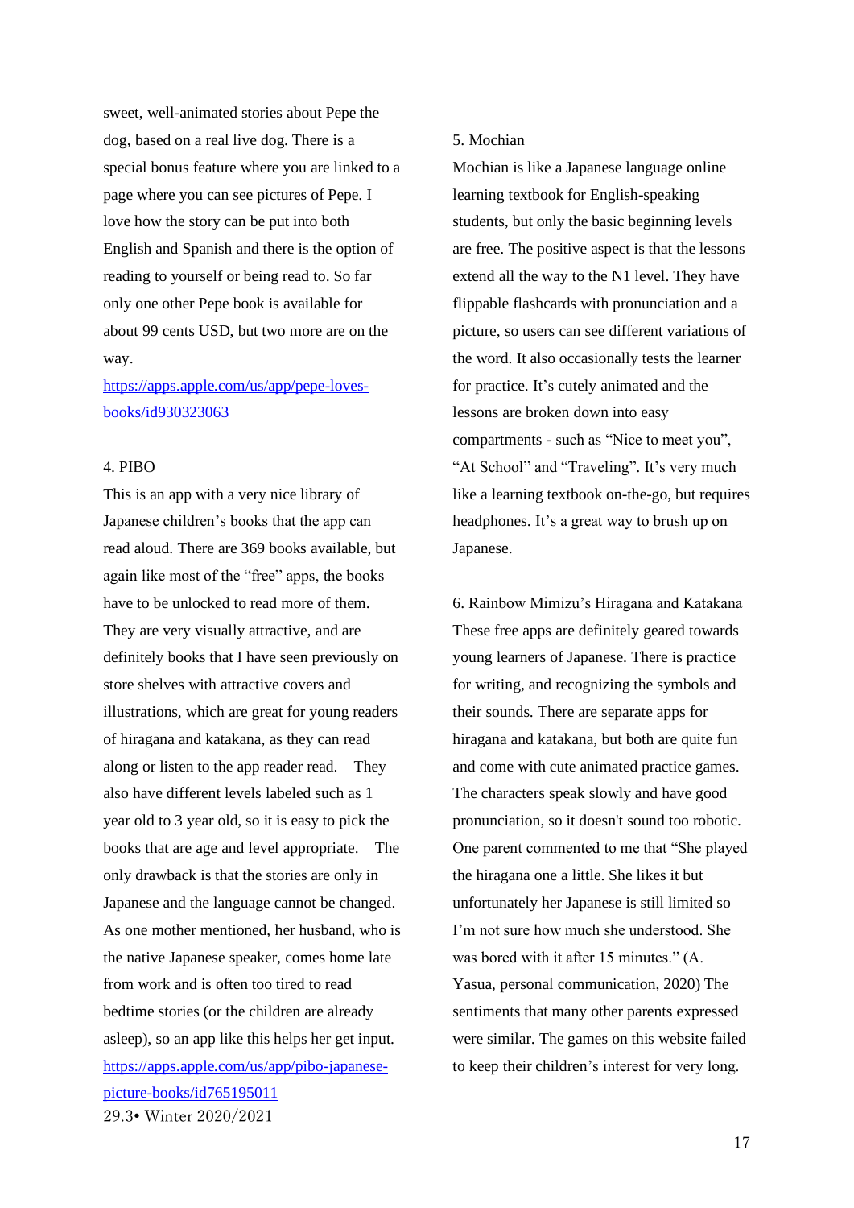sweet, well-animated stories about Pepe the dog, based on a real live dog. There is a special bonus feature where you are linked to a page where you can see pictures of Pepe. I love how the story can be put into both English and Spanish and there is the option of reading to yourself or being read to. So far only one other Pepe book is available for about 99 cents USD, but two more are on the way.

https://apps.apple.com/us/app/pepe-loves-books/id930323063

4. PIBO

This is an app with a very nice library of Japanese children's books that the app can read aloud. There are 369 books available, but again like most of the "free" apps, the books have to be unlocked to read more of them. They are very visually attractive, and are definitely books that I have seen previously on store shelves with attractive covers and illustrations, which are great for young readers of hiragana and katakana, as they can read along or listen to the app reader read. They also have different levels labeled such as 1 year old to 3 year old, so it is easy to pick the books that are age and level appropriate. The only drawback is that the stories are only in Japanese and the language cannot be changed. As one mother mentioned, her husband, who is the native Japanese speaker, comes home late from work and is often too tired to read bedtime stories (or the children are already asleep), so an app like this helps her get input.

https://apps.apple.com/us/app/pibo-japanese-picture-books/id765195011

5. Mochian

Mochian is like a Japanese language online learning textbook for English-speaking students, but only the basic beginning levels are free. The positive aspect is that the lessons extend all the way to the N1 level. They have flippable flashcards with pronunciation and a picture, so users can see different variations of the word. It also occasionally tests the learner for practice. It's cutely animated and the lessons are broken down into easy compartments - such as "Nice to meet you", "At School" and "Traveling". It's very much like a learning textbook on-the-go, but requires headphones. It's a great way to brush up on Japanese.

6. Rainbow Mimizu's Hiragana and Katakana

These free apps are definitely geared towards young learners of Japanese. There is practice for writing, and recognizing the symbols and their sounds. There are separate apps for hiragana and katakana, but both are quite fun and come with cute animated practice games. The characters speak slowly and have good pronunciation, so it doesn't sound too robotic. One parent commented to me that "She played the hiragana one a little. She likes it but unfortunately her Japanese is still limited so I'm not sure how much she understood. She was bored with it after 15 minutes." (A. Yasua, personal communication, 2020) The sentiments that many other parents expressed were similar. The games on this website failed to keep their children's interest for very long.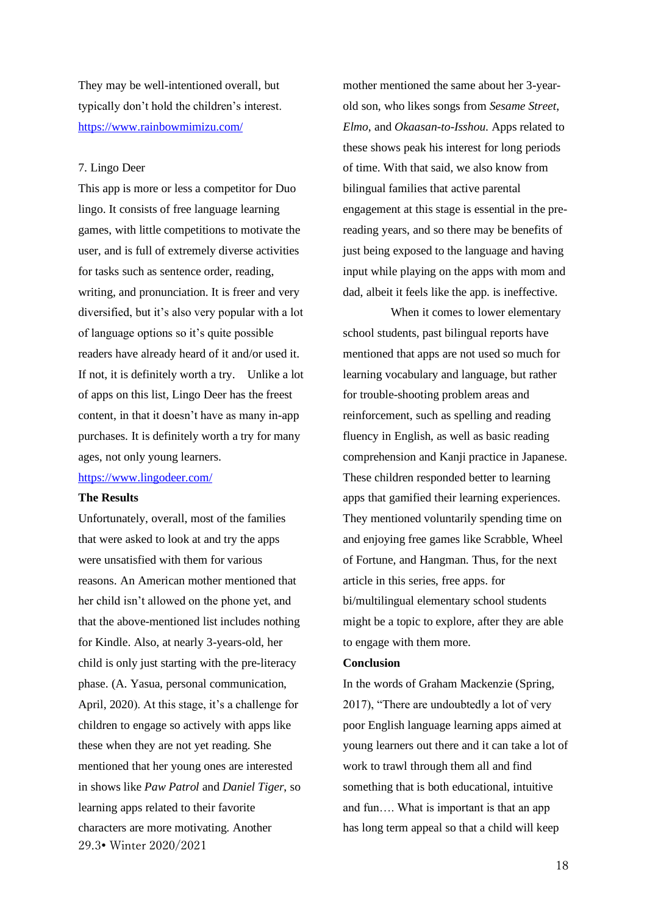They may be well-intentioned overall, but typically don't hold the children's interest. https://www.rainbowmimizu.com/

7. Lingo Deer

This app is more or less a competitor for Duo lingo. It consists of free language learning games, with little competitions to motivate the user, and is full of extremely diverse activities for tasks such as sentence order, reading, writing, and pronunciation. It is freer and very diversified, but it's also very popular with a lot of language options so it's quite possible readers have already heard of it and/or used it. If not, it is definitely worth a try. Unlike a lot of apps on this list, Lingo Deer has the freest content, in that it doesn't have as many in-app purchases. It is definitely worth a try for many ages, not only young learners. https://www.lingodeer.com/

**The Results**

Unfortunately, overall, most of the families that were asked to look at and try the apps were unsatisfied with them for various reasons. An American mother mentioned that her child isn't allowed on the phone yet, and that the above-mentioned list includes nothing for Kindle. Also, at nearly 3-years-old, her child is only just starting with the pre-literacy phase. (A. Yasua, personal communication, April, 2020). At this stage, it's a challenge for children to engage so actively with apps like these when they are not yet reading. She mentioned that her young ones are interested in shows like *Paw Patrol* and *Daniel Tiger*, so learning apps related to their favorite characters are more motivating. Another mother mentioned the same about her 3-year-old son, who likes songs from *Sesame Street*, *Elmo*, and *Okaasan-to-Isshou.* Apps related to these shows peak his interest for long periods of time. With that said, we also know from bilingual families that active parental engagement at this stage is essential in the pre-reading years, and so there may be benefits of just being exposed to the language and having input while playing on the apps with mom and dad, albeit it feels like the app. is ineffective.

When it comes to lower elementary school students, past bilingual reports have mentioned that apps are not used so much for learning vocabulary and language, but rather for trouble-shooting problem areas and reinforcement, such as spelling and reading fluency in English, as well as basic reading comprehension and Kanji practice in Japanese. These children responded better to learning apps that gamified their learning experiences. They mentioned voluntarily spending time on and enjoying free games like Scrabble, Wheel of Fortune, and Hangman. Thus, for the next article in this series, free apps. for bi/multilingual elementary school students might be a topic to explore, after they are able to engage with them more.

**Conclusion**

In the words of Graham Mackenzie (Spring, 2017), "There are undoubtedly a lot of very poor English language learning apps aimed at young learners out there and it can take a lot of work to trawl through them all and find something that is both educational, intuitive and fun…. What is important is that an app has long term appeal so that a child will keep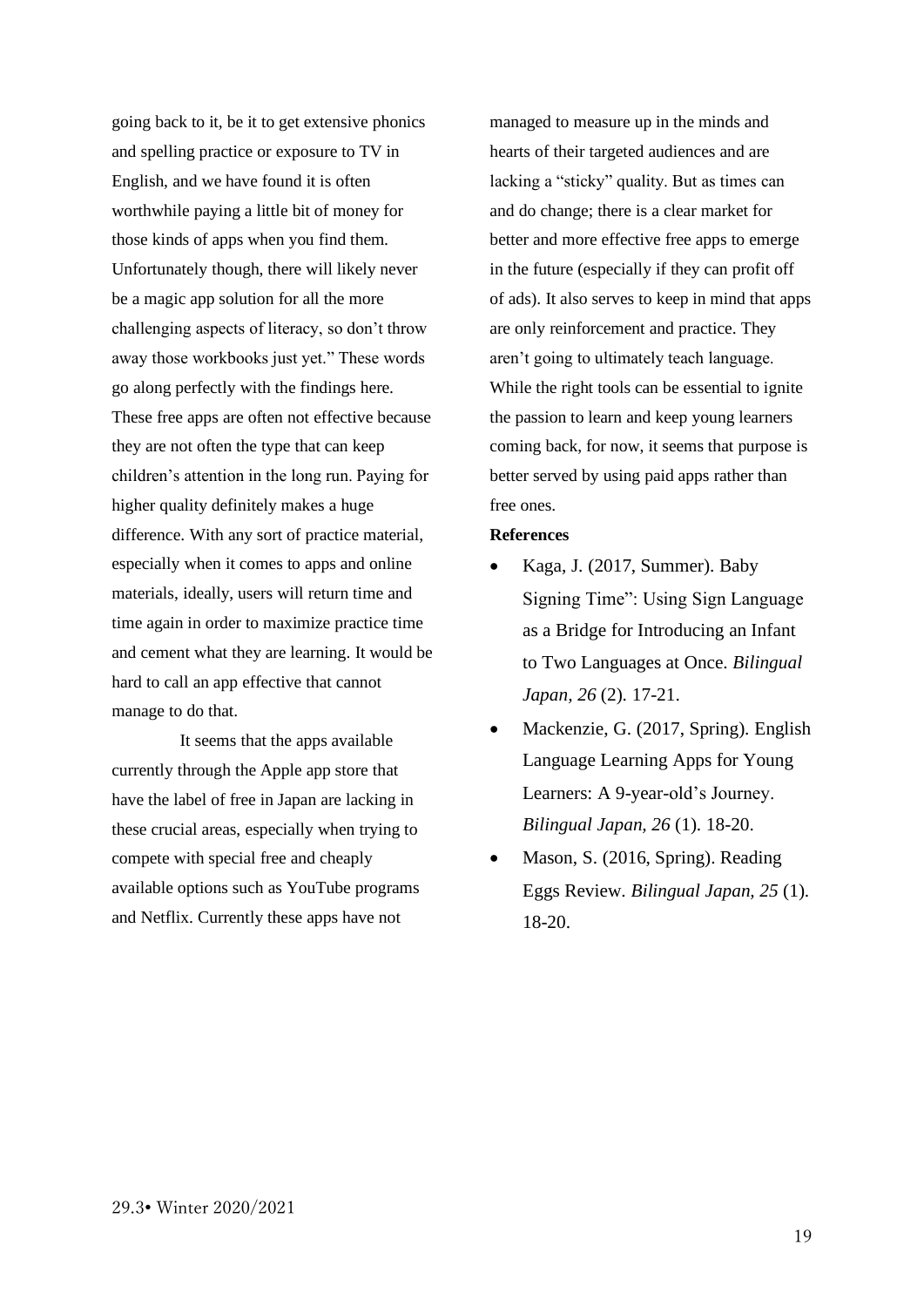going back to it, be it to get extensive phonics and spelling practice or exposure to TV in English, and we have found it is often worthwhile paying a little bit of money for those kinds of apps when you find them. Unfortunately though, there will likely never be a magic app solution for all the more challenging aspects of literacy, so don't throw away those workbooks just yet." These words go along perfectly with the findings here. These free apps are often not effective because they are not often the type that can keep children's attention in the long run. Paying for higher quality definitely makes a huge difference. With any sort of practice material, especially when it comes to apps and online materials, ideally, users will return time and time again in order to maximize practice time and cement what they are learning. It would be hard to call an app effective that cannot manage to do that.

It seems that the apps available currently through the Apple app store that have the label of free in Japan are lacking in these crucial areas, especially when trying to compete with special free and cheaply available options such as YouTube programs and Netflix. Currently these apps have not managed to measure up in the minds and hearts of their targeted audiences and are lacking a "sticky" quality. But as times can and do change; there is a clear market for better and more effective free apps to emerge in the future (especially if they can profit off of ads). It also serves to keep in mind that apps are only reinforcement and practice. They aren't going to ultimately teach language. While the right tools can be essential to ignite the passion to learn and keep young learners coming back, for now, it seems that purpose is better served by using paid apps rather than free ones.

**References**

- Kaga, J. (2017, Summer). Baby Signing Time": Using Sign Language as a Bridge for Introducing an Infant to Two Languages at Once. *Bilingual Japan, 26* (2). 17-21.
- Mackenzie, G. (2017, Spring). English Language Learning Apps for Young Learners: A 9-year-old's Journey. *Bilingual Japan, 26* (1). 18-20.
- Mason, S. (2016, Spring). Reading Eggs Review. *Bilingual Japan, 25* (1). 18-20.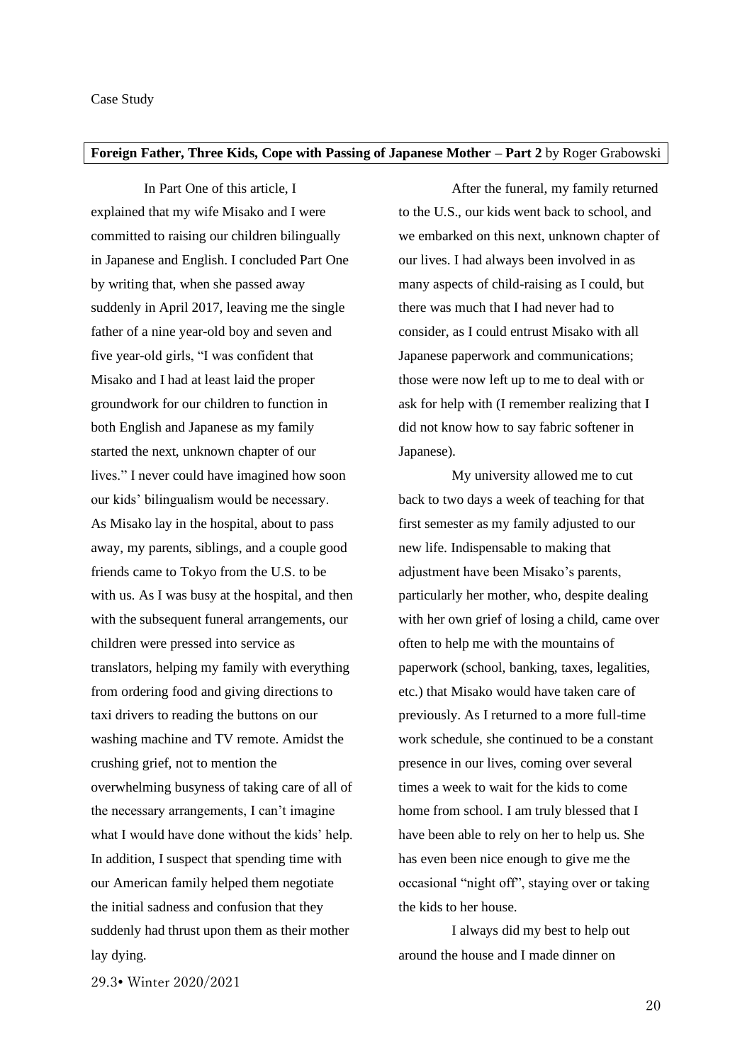Case Study

**Foreign Father, Three Kids, Cope with Passing of Japanese Mother – Part 2** by Roger Grabowski

In Part One of this article, I explained that my wife Misako and I were committed to raising our children bilingually in Japanese and English. I concluded Part One by writing that, when she passed away suddenly in April 2017, leaving me the single father of a nine year-old boy and seven and five year-old girls, "I was confident that Misako and I had at least laid the proper groundwork for our children to function in both English and Japanese as my family started the next, unknown chapter of our lives." I never could have imagined how soon our kids' bilingualism would be necessary. As Misako lay in the hospital, about to pass away, my parents, siblings, and a couple good friends came to Tokyo from the U.S. to be with us. As I was busy at the hospital, and then with the subsequent funeral arrangements, our children were pressed into service as translators, helping my family with everything from ordering food and giving directions to taxi drivers to reading the buttons on our washing machine and TV remote. Amidst the crushing grief, not to mention the overwhelming busyness of taking care of all of the necessary arrangements, I can't imagine what I would have done without the kids' help. In addition, I suspect that spending time with our American family helped them negotiate the initial sadness and confusion that they suddenly had thrust upon them as their mother lay dying.

After the funeral, my family returned to the U.S., our kids went back to school, and we embarked on this next, unknown chapter of our lives. I had always been involved in as many aspects of child-raising as I could, but there was much that I had never had to consider, as I could entrust Misako with all Japanese paperwork and communications; those were now left up to me to deal with or ask for help with (I remember realizing that I did not know how to say fabric softener in Japanese).

My university allowed me to cut back to two days a week of teaching for that first semester as my family adjusted to our new life. Indispensable to making that adjustment have been Misako's parents, particularly her mother, who, despite dealing with her own grief of losing a child, came over often to help me with the mountains of paperwork (school, banking, taxes, legalities, etc.) that Misako would have taken care of previously. As I returned to a more full-time work schedule, she continued to be a constant presence in our lives, coming over several times a week to wait for the kids to come home from school. I am truly blessed that I have been able to rely on her to help us. She has even been nice enough to give me the occasional "night off", staying over or taking the kids to her house.

I always did my best to help out around the house and I made dinner on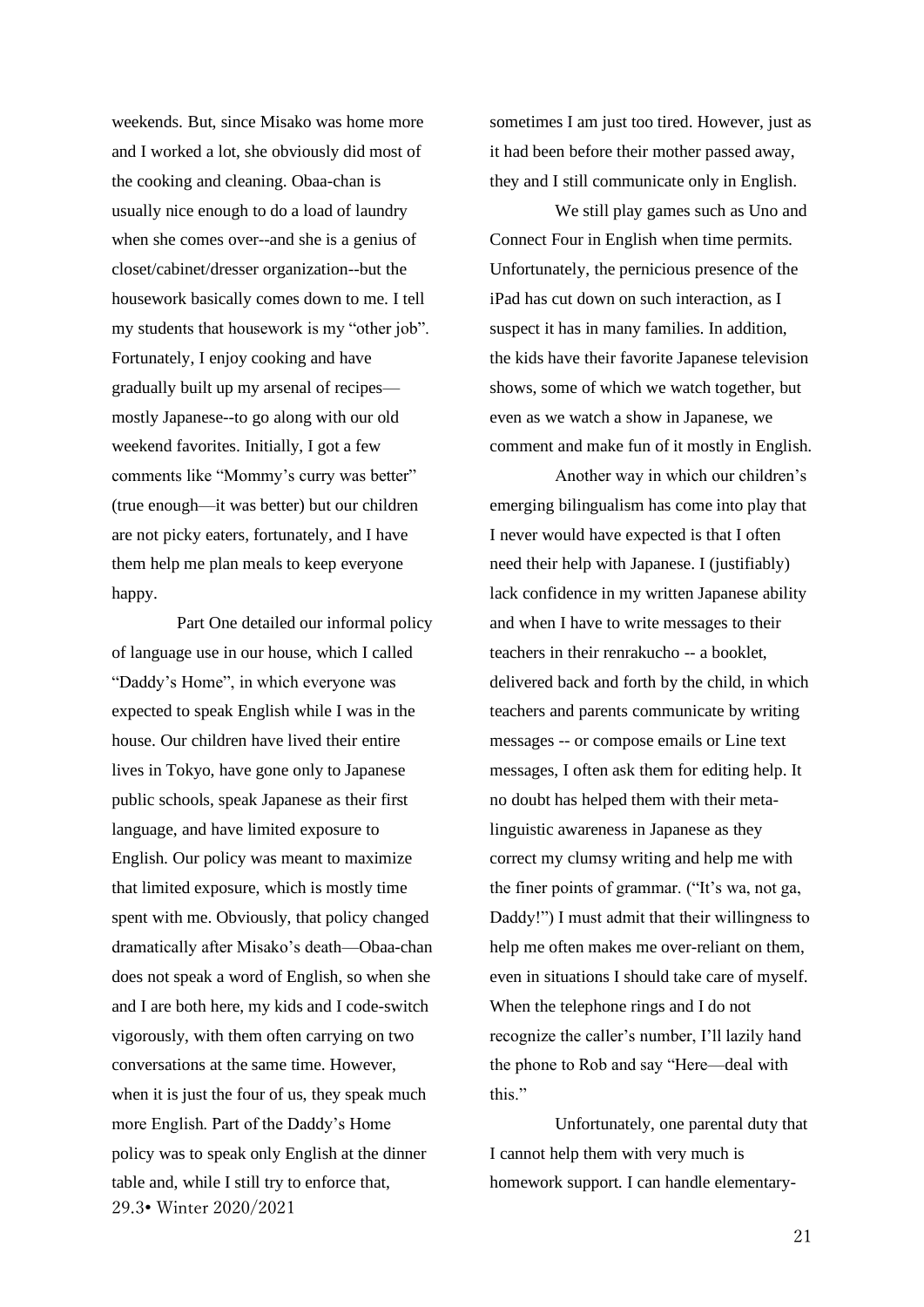weekends. But, since Misako was home more and I worked a lot, she obviously did most of the cooking and cleaning. Obaa-chan is usually nice enough to do a load of laundry when she comes over--and she is a genius of closet/cabinet/dresser organization--but the housework basically comes down to me. I tell my students that housework is my "other job". Fortunately, I enjoy cooking and have gradually built up my arsenal of recipes—mostly Japanese--to go along with our old weekend favorites. Initially, I got a few comments like "Mommy's curry was better" (true enough—it was better) but our children are not picky eaters, fortunately, and I have them help me plan meals to keep everyone happy.

Part One detailed our informal policy of language use in our house, which I called "Daddy's Home", in which everyone was expected to speak English while I was in the house. Our children have lived their entire lives in Tokyo, have gone only to Japanese public schools, speak Japanese as their first language, and have limited exposure to English. Our policy was meant to maximize that limited exposure, which is mostly time spent with me. Obviously, that policy changed dramatically after Misako's death—Obaa-chan does not speak a word of English, so when she and I are both here, my kids and I code-switch vigorously, with them often carrying on two conversations at the same time. However, when it is just the four of us, they speak much more English. Part of the Daddy's Home policy was to speak only English at the dinner table and, while I still try to enforce that, sometimes I am just too tired. However, just as it had been before their mother passed away, they and I still communicate only in English.

We still play games such as Uno and Connect Four in English when time permits. Unfortunately, the pernicious presence of the iPad has cut down on such interaction, as I suspect it has in many families. In addition, the kids have their favorite Japanese television shows, some of which we watch together, but even as we watch a show in Japanese, we comment and make fun of it mostly in English.

Another way in which our children's emerging bilingualism has come into play that I never would have expected is that I often need their help with Japanese. I (justifiably) lack confidence in my written Japanese ability and when I have to write messages to their teachers in their renrakucho -- a booklet, delivered back and forth by the child, in which teachers and parents communicate by writing messages -- or compose emails or Line text messages, I often ask them for editing help. It no doubt has helped them with their meta-linguistic awareness in Japanese as they correct my clumsy writing and help me with the finer points of grammar. ("It's wa, not ga, Daddy!") I must admit that their willingness to help me often makes me over-reliant on them, even in situations I should take care of myself. When the telephone rings and I do not recognize the caller's number, I'll lazily hand the phone to Rob and say "Here—deal with this."

Unfortunately, one parental duty that I cannot help them with very much is homework support. I can handle elementary-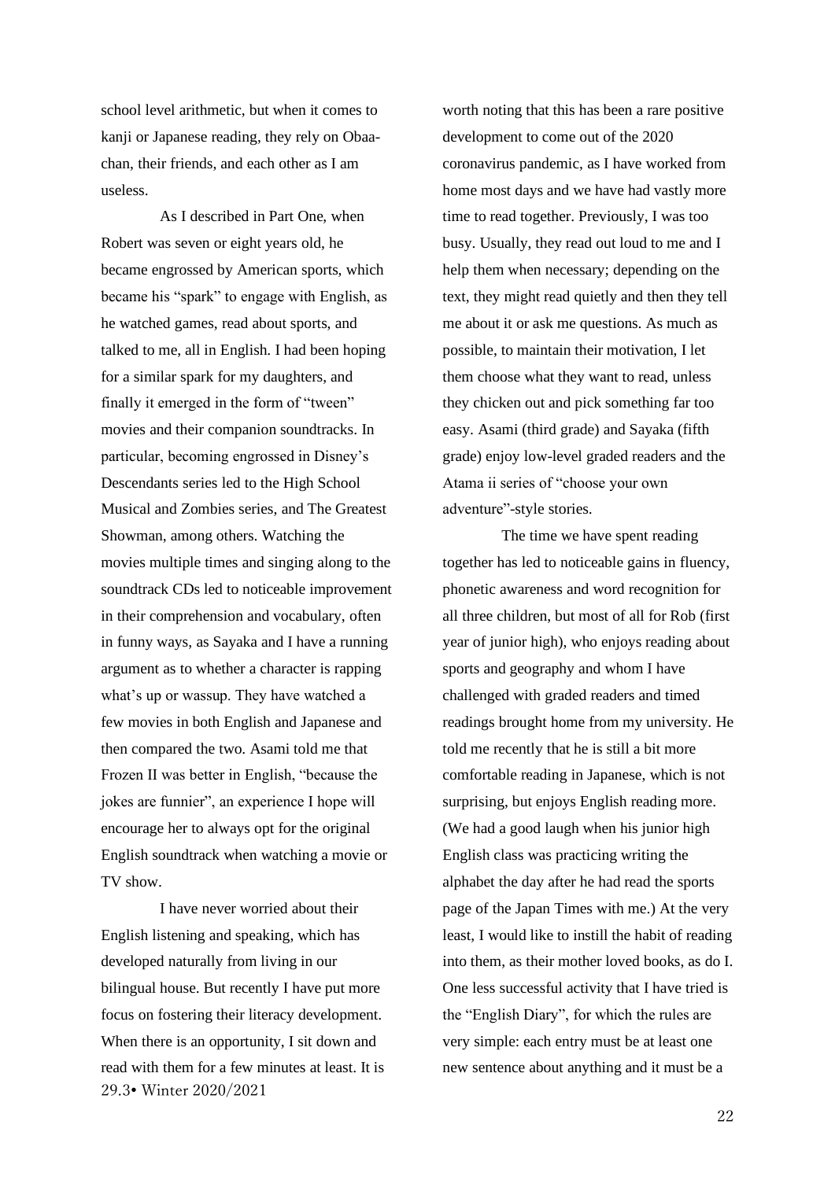school level arithmetic, but when it comes to kanji or Japanese reading, they rely on Obaa-chan, their friends, and each other as I am useless.

As I described in Part One, when Robert was seven or eight years old, he became engrossed by American sports, which became his "spark" to engage with English, as he watched games, read about sports, and talked to me, all in English. I had been hoping for a similar spark for my daughters, and finally it emerged in the form of "tween" movies and their companion soundtracks. In particular, becoming engrossed in Disney's Descendants series led to the High School Musical and Zombies series, and The Greatest Showman, among others. Watching the movies multiple times and singing along to the soundtrack CDs led to noticeable improvement in their comprehension and vocabulary, often in funny ways, as Sayaka and I have a running argument as to whether a character is rapping what's up or wassup. They have watched a few movies in both English and Japanese and then compared the two. Asami told me that Frozen II was better in English, "because the jokes are funnier", an experience I hope will encourage her to always opt for the original English soundtrack when watching a movie or TV show.

I have never worried about their English listening and speaking, which has developed naturally from living in our bilingual house. But recently I have put more focus on fostering their literacy development. When there is an opportunity, I sit down and read with them for a few minutes at least. It is worth noting that this has been a rare positive development to come out of the 2020 coronavirus pandemic, as I have worked from home most days and we have had vastly more time to read together. Previously, I was too busy. Usually, they read out loud to me and I help them when necessary; depending on the text, they might read quietly and then they tell me about it or ask me questions. As much as possible, to maintain their motivation, I let them choose what they want to read, unless they chicken out and pick something far too easy. Asami (third grade) and Sayaka (fifth grade) enjoy low-level graded readers and the Atama ii series of "choose your own adventure"-style stories.

The time we have spent reading together has led to noticeable gains in fluency, phonetic awareness and word recognition for all three children, but most of all for Rob (first year of junior high), who enjoys reading about sports and geography and whom I have challenged with graded readers and timed readings brought home from my university. He told me recently that he is still a bit more comfortable reading in Japanese, which is not surprising, but enjoys English reading more. (We had a good laugh when his junior high English class was practicing writing the alphabet the day after he had read the sports page of the Japan Times with me.) At the very least, I would like to instill the habit of reading into them, as their mother loved books, as do I. One less successful activity that I have tried is the "English Diary", for which the rules are very simple: each entry must be at least one new sentence about anything and it must be a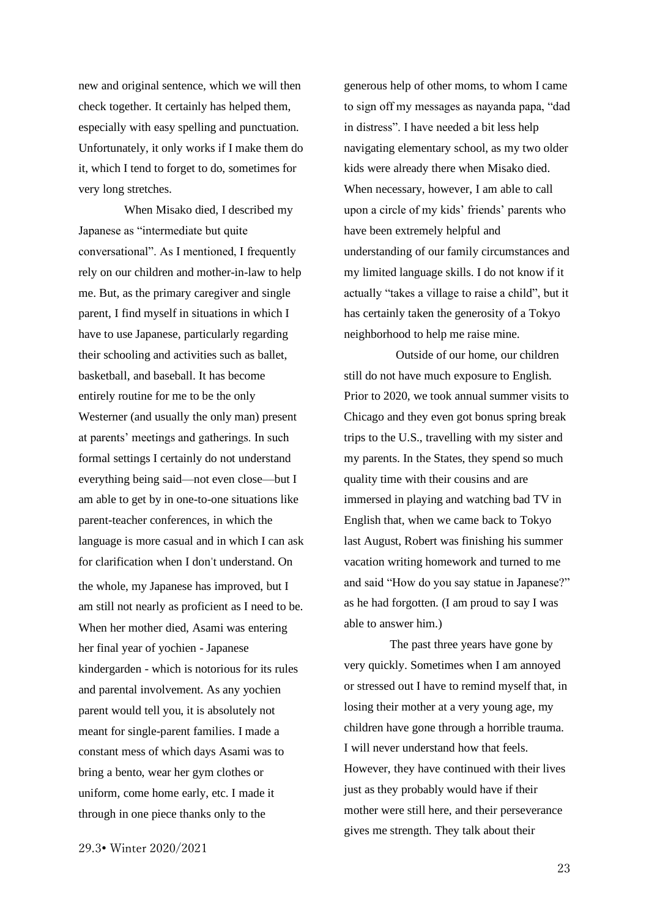new and original sentence, which we will then check together. It certainly has helped them, especially with easy spelling and punctuation. Unfortunately, it only works if I make them do it, which I tend to forget to do, sometimes for very long stretches.

When Misako died, I described my Japanese as "intermediate but quite conversational". As I mentioned, I frequently rely on our children and mother-in-law to help me. But, as the primary caregiver and single parent, I find myself in situations in which I have to use Japanese, particularly regarding their schooling and activities such as ballet, basketball, and baseball. It has become entirely routine for me to be the only Westerner (and usually the only man) present at parents' meetings and gatherings. In such formal settings I certainly do not understand everything being said—not even close—but I am able to get by in one-to-one situations like parent-teacher conferences, in which the language is more casual and in which I can ask for clarification when I don't understand. On the whole, my Japanese has improved, but I am still not nearly as proficient as I need to be. When her mother died, Asami was entering her final year of yochien - Japanese kindergarden - which is notorious for its rules and parental involvement. As any yochien parent would tell you, it is absolutely not meant for single-parent families. I made a constant mess of which days Asami was to bring a bento, wear her gym clothes or uniform, come home early, etc. I made it through in one piece thanks only to the generous help of other moms, to whom I came to sign off my messages as nayanda papa, "dad in distress". I have needed a bit less help navigating elementary school, as my two older kids were already there when Misako died. When necessary, however, I am able to call upon a circle of my kids' friends' parents who have been extremely helpful and understanding of our family circumstances and my limited language skills. I do not know if it actually "takes a village to raise a child", but it has certainly taken the generosity of a Tokyo neighborhood to help me raise mine.

Outside of our home, our children still do not have much exposure to English. Prior to 2020, we took annual summer visits to Chicago and they even got bonus spring break trips to the U.S., travelling with my sister and my parents. In the States, they spend so much quality time with their cousins and are immersed in playing and watching bad TV in English that, when we came back to Tokyo last August, Robert was finishing his summer vacation writing homework and turned to me and said "How do you say statue in Japanese?" as he had forgotten. (I am proud to say I was able to answer him.)

The past three years have gone by very quickly. Sometimes when I am annoyed or stressed out I have to remind myself that, in losing their mother at a very young age, my children have gone through a horrible trauma. I will never understand how that feels. However, they have continued with their lives just as they probably would have if their mother were still here, and their perseverance gives me strength. They talk about their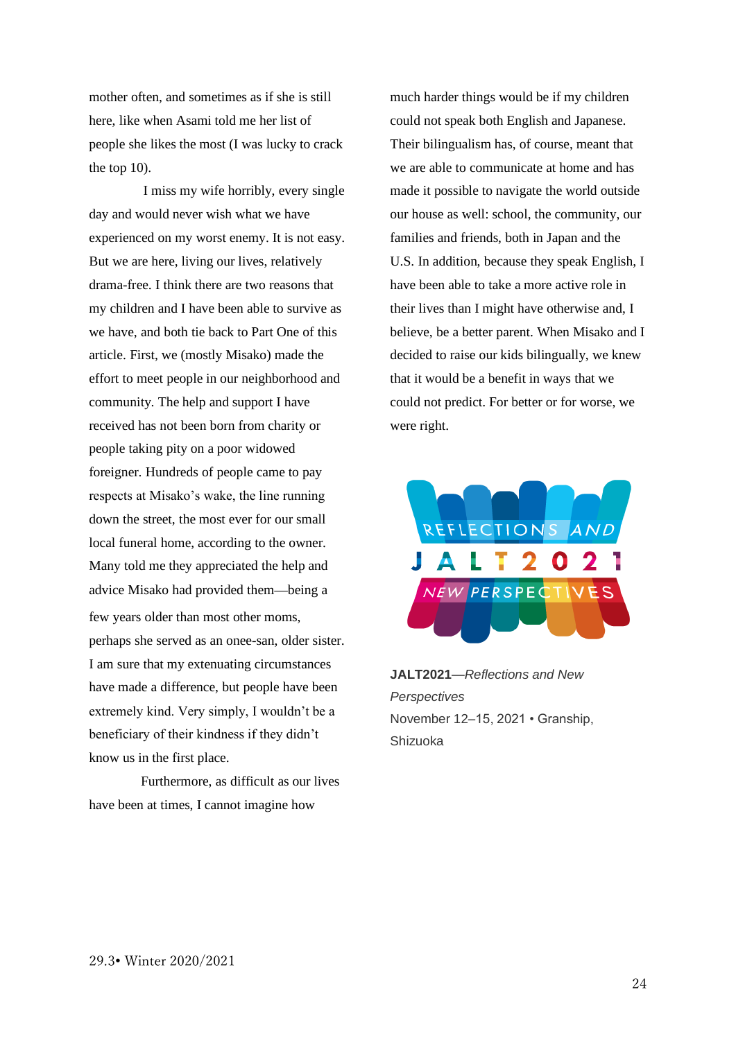mother often, and sometimes as if she is still here, like when Asami told me her list of people she likes the most (I was lucky to crack the top 10).

I miss my wife horribly, every single day and would never wish what we have experienced on my worst enemy. It is not easy. But we are here, living our lives, relatively drama-free. I think there are two reasons that my children and I have been able to survive as we have, and both tie back to Part One of this article. First, we (mostly Misako) made the effort to meet people in our neighborhood and community. The help and support I have received has not been born from charity or people taking pity on a poor widowed foreigner. Hundreds of people came to pay respects at Misako's wake, the line running down the street, the most ever for our small local funeral home, according to the owner. Many told me they appreciated the help and advice Misako had provided them—being a few years older than most other moms, perhaps she served as an onee-san, older sister. I am sure that my extenuating circumstances have made a difference, but people have been extremely kind. Very simply, I wouldn't be a beneficiary of their kindness if they didn't know us in the first place.

Furthermore, as difficult as our lives have been at times, I cannot imagine how much harder things would be if my children could not speak both English and Japanese. Their bilingualism has, of course, meant that we are able to communicate at home and has made it possible to navigate the world outside our house as well: school, the community, our families and friends, both in Japan and the U.S. In addition, because they speak English, I have been able to take a more active role in their lives than I might have otherwise and, I believe, be a better parent. When Misako and I decided to raise our kids bilingually, we knew that it would be a benefit in ways that we could not predict. For better or for worse, we were right.

REFLECTIONS AND
JALT2021
NEW PERSPECTIVES

**JALT2021**—*Reflections and New Perspectives*
November 12–15, 2021 • Granship, Shizuoka